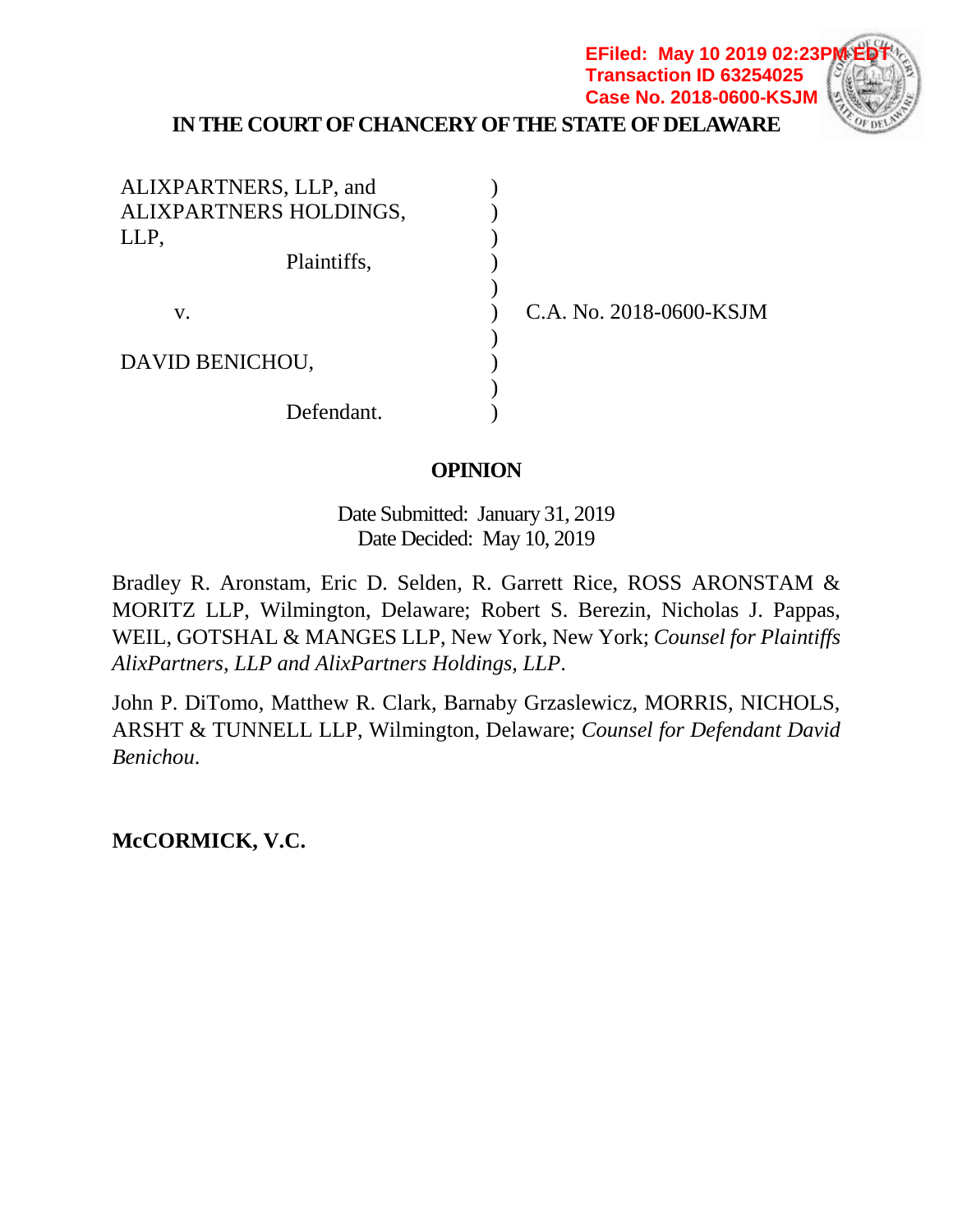EFiled: May 10 2019 02:23PM EDT
Transaction ID 63254025
Case No. 2018-0600-KSJM

**IN THE COURT OF CHANCERY OF THE STATE OF DELAWARE**

| | | |
|---|---|---|
| ALIXPARTNERS, LLP, and ALIXPARTNERS HOLDINGS, LLP, | ) | |
| Plaintiffs, | ) | |
| v. | ) | C.A. No. 2018-0600-KSJM |
| DAVID BENICHOU, | ) | |
| Defendant. | ) | |

**OPINION**

Date Submitted: January 31, 2019
Date Decided: May 10, 2019

Bradley R. Aronstam, Eric D. Selden, R. Garrett Rice, ROSS ARONSTAM & MORITZ LLP, Wilmington, Delaware; Robert S. Berezin, Nicholas J. Pappas, WEIL, GOTSHAL & MANGES LLP, New York, New York; *Counsel for Plaintiffs AlixPartners, LLP and AlixPartners Holdings, LLP*.

John P. DiTomo, Matthew R. Clark, Barnaby Grzaslewicz, MORRIS, NICHOLS, ARSHT & TUNNELL LLP, Wilmington, Delaware; *Counsel for Defendant David Benichou*.

**McCORMICK, V.C.**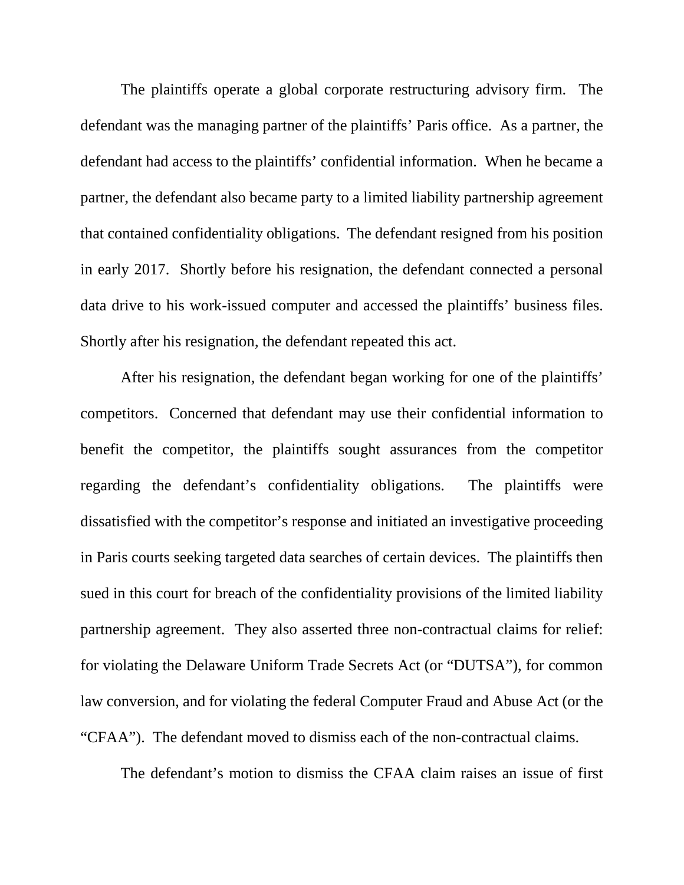The plaintiffs operate a global corporate restructuring advisory firm. The defendant was the managing partner of the plaintiffs' Paris office. As a partner, the defendant had access to the plaintiffs' confidential information. When he became a partner, the defendant also became party to a limited liability partnership agreement that contained confidentiality obligations. The defendant resigned from his position in early 2017. Shortly before his resignation, the defendant connected a personal data drive to his work-issued computer and accessed the plaintiffs' business files. Shortly after his resignation, the defendant repeated this act.

After his resignation, the defendant began working for one of the plaintiffs' competitors. Concerned that defendant may use their confidential information to benefit the competitor, the plaintiffs sought assurances from the competitor regarding the defendant's confidentiality obligations. The plaintiffs were dissatisfied with the competitor's response and initiated an investigative proceeding in Paris courts seeking targeted data searches of certain devices. The plaintiffs then sued in this court for breach of the confidentiality provisions of the limited liability partnership agreement. They also asserted three non-contractual claims for relief: for violating the Delaware Uniform Trade Secrets Act (or "DUTSA"), for common law conversion, and for violating the federal Computer Fraud and Abuse Act (or the "CFAA"). The defendant moved to dismiss each of the non-contractual claims.

The defendant's motion to dismiss the CFAA claim raises an issue of first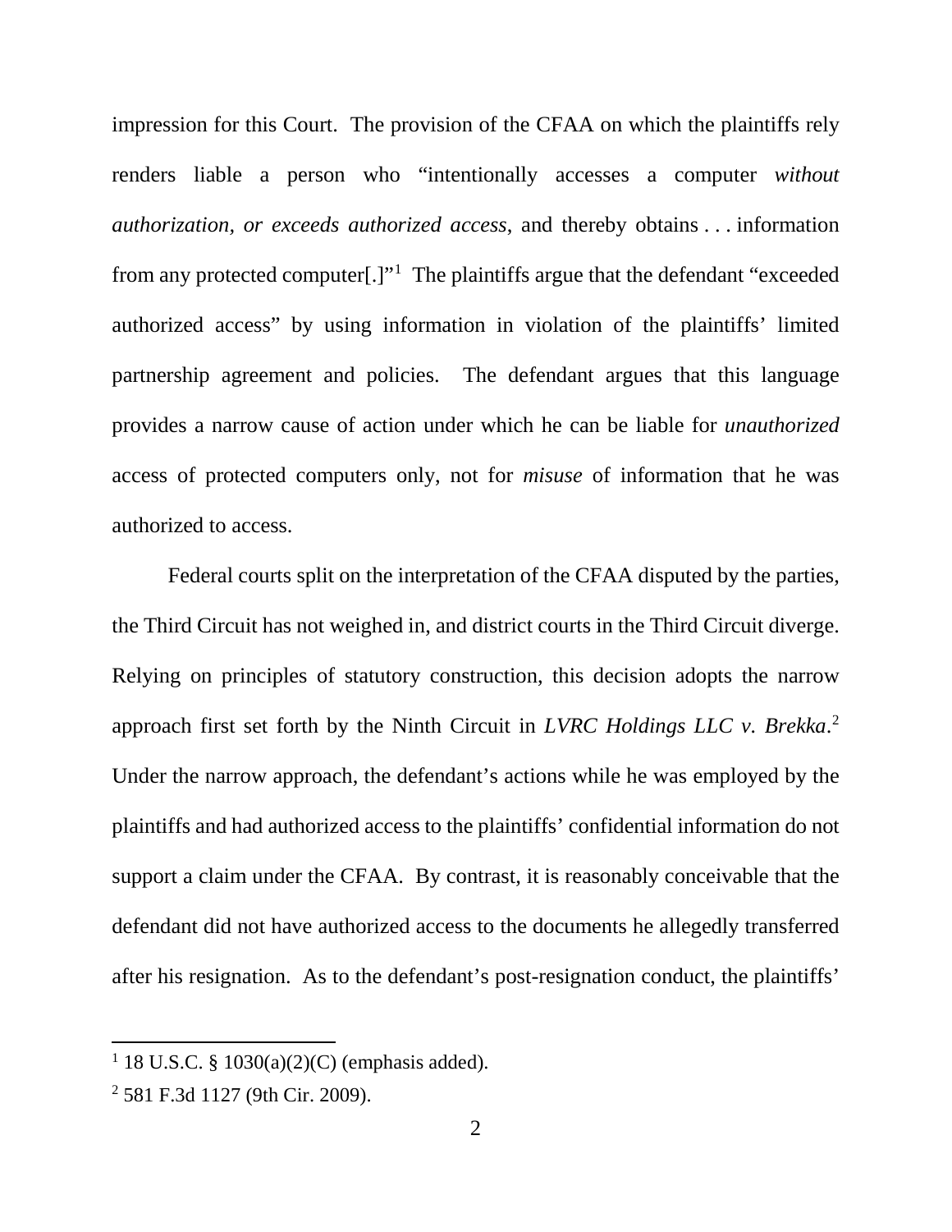impression for this Court. The provision of the CFAA on which the plaintiffs rely renders liable a person who "intentionally accesses a computer *without authorization, or exceeds authorized access*, and thereby obtains . . . information from any protected computer[.]"[1] The plaintiffs argue that the defendant "exceeded authorized access" by using information in violation of the plaintiffs' limited partnership agreement and policies. The defendant argues that this language provides a narrow cause of action under which he can be liable for *unauthorized* access of protected computers only, not for *misuse* of information that he was authorized to access.

Federal courts split on the interpretation of the CFAA disputed by the parties, the Third Circuit has not weighed in, and district courts in the Third Circuit diverge. Relying on principles of statutory construction, this decision adopts the narrow approach first set forth by the Ninth Circuit in *LVRC Holdings LLC v. Brekka*.[2] Under the narrow approach, the defendant's actions while he was employed by the plaintiffs and had authorized access to the plaintiffs' confidential information do not support a claim under the CFAA. By contrast, it is reasonably conceivable that the defendant did not have authorized access to the documents he allegedly transferred after his resignation. As to the defendant's post-resignation conduct, the plaintiffs'

---

[1] 18 U.S.C. § 1030(a)(2)(C) (emphasis added).

[2] 581 F.3d 1127 (9th Cir. 2009).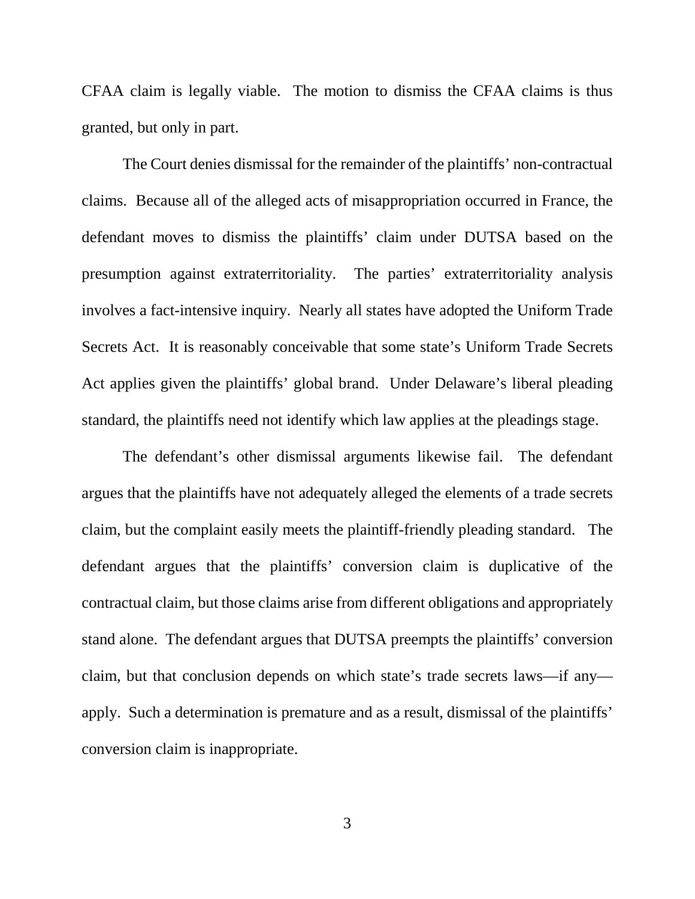CFAA claim is legally viable. The motion to dismiss the CFAA claims is thus granted, but only in part.

The Court denies dismissal for the remainder of the plaintiffs' non-contractual claims. Because all of the alleged acts of misappropriation occurred in France, the defendant moves to dismiss the plaintiffs' claim under DUTSA based on the presumption against extraterritoriality. The parties' extraterritoriality analysis involves a fact-intensive inquiry. Nearly all states have adopted the Uniform Trade Secrets Act. It is reasonably conceivable that some state's Uniform Trade Secrets Act applies given the plaintiffs' global brand. Under Delaware's liberal pleading standard, the plaintiffs need not identify which law applies at the pleadings stage.

The defendant's other dismissal arguments likewise fail. The defendant argues that the plaintiffs have not adequately alleged the elements of a trade secrets claim, but the complaint easily meets the plaintiff-friendly pleading standard. The defendant argues that the plaintiffs' conversion claim is duplicative of the contractual claim, but those claims arise from different obligations and appropriately stand alone. The defendant argues that DUTSA preempts the plaintiffs' conversion claim, but that conclusion depends on which state's trade secrets laws—if any—apply. Such a determination is premature and as a result, dismissal of the plaintiffs' conversion claim is inappropriate.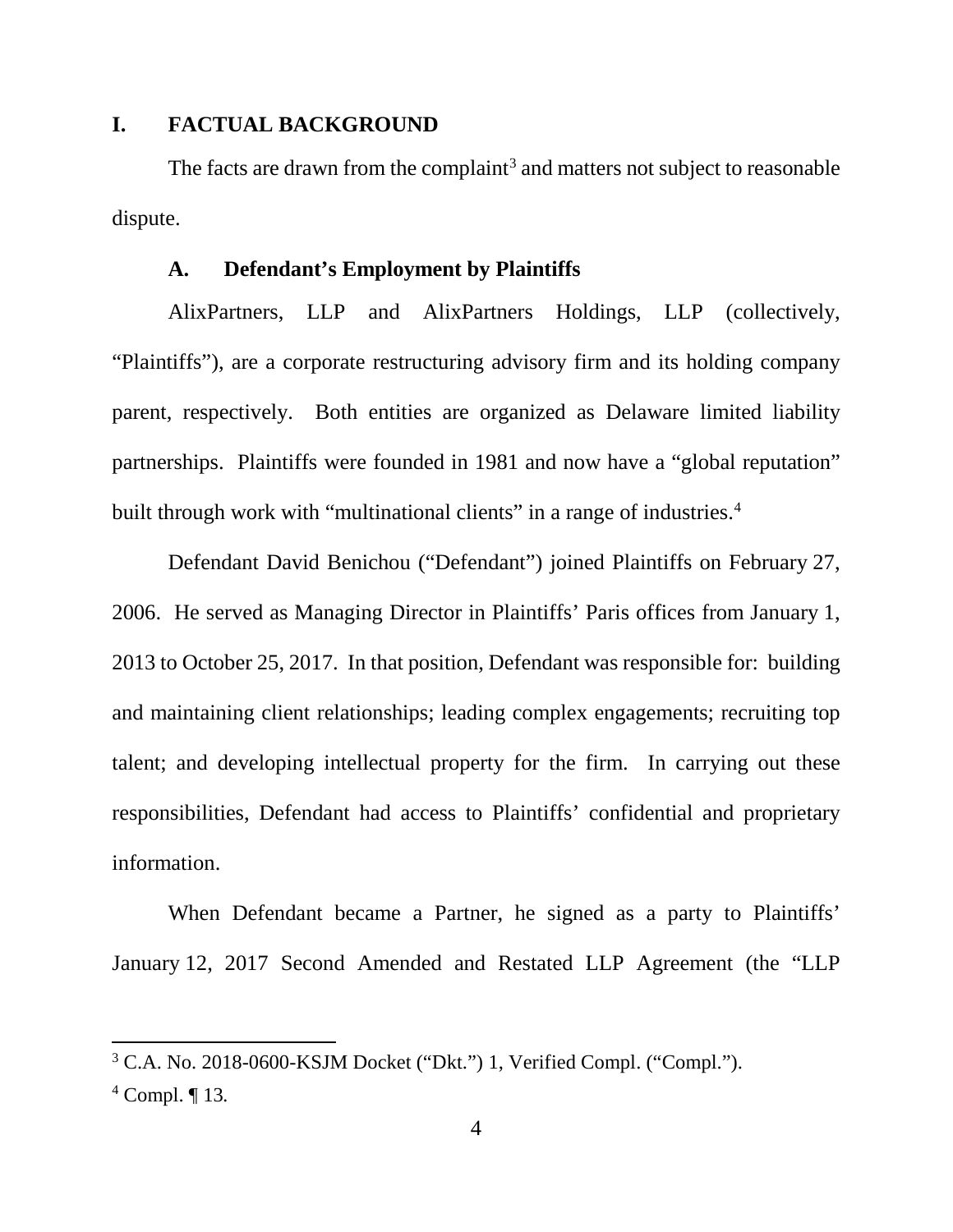## I. FACTUAL BACKGROUND

The facts are drawn from the complaint[3] and matters not subject to reasonable dispute.

### A. Defendant's Employment by Plaintiffs

AlixPartners, LLP and AlixPartners Holdings, LLP (collectively, "Plaintiffs"), are a corporate restructuring advisory firm and its holding company parent, respectively. Both entities are organized as Delaware limited liability partnerships. Plaintiffs were founded in 1981 and now have a "global reputation" built through work with "multinational clients" in a range of industries.[4]

Defendant David Benichou ("Defendant") joined Plaintiffs on February 27, 2006. He served as Managing Director in Plaintiffs' Paris offices from January 1, 2013 to October 25, 2017. In that position, Defendant was responsible for: building and maintaining client relationships; leading complex engagements; recruiting top talent; and developing intellectual property for the firm. In carrying out these responsibilities, Defendant had access to Plaintiffs' confidential and proprietary information.

When Defendant became a Partner, he signed as a party to Plaintiffs' January 12, 2017 Second Amended and Restated LLP Agreement (the "LLP

---

[3] C.A. No. 2018-0600-KSJM Docket ("Dkt.") 1, Verified Compl. ("Compl.").

[4] Compl. ¶ 13.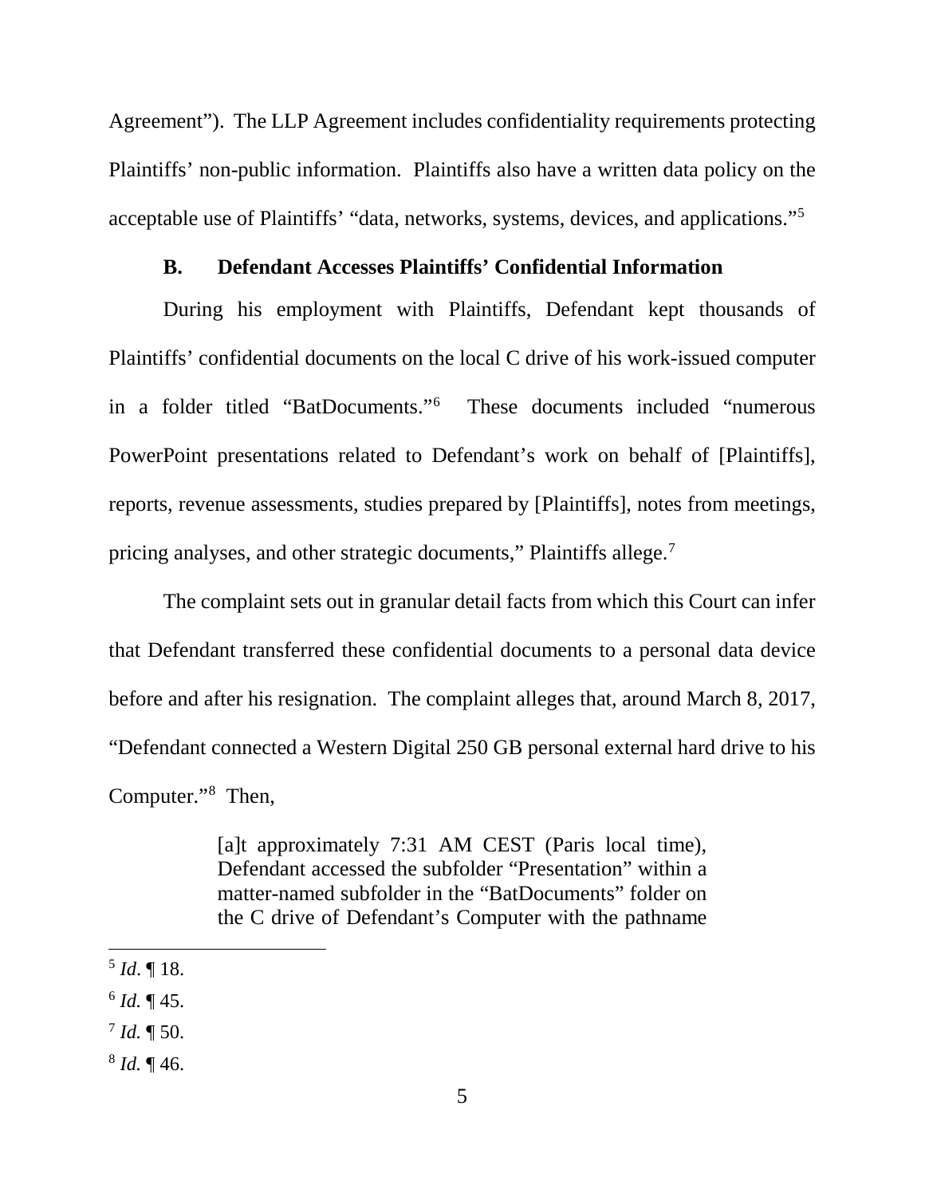Agreement"). The LLP Agreement includes confidentiality requirements protecting Plaintiffs' non-public information. Plaintiffs also have a written data policy on the acceptable use of Plaintiffs' "data, networks, systems, devices, and applications."[5]

### B. Defendant Accesses Plaintiffs' Confidential Information

During his employment with Plaintiffs, Defendant kept thousands of Plaintiffs' confidential documents on the local C drive of his work-issued computer in a folder titled "BatDocuments."[6] These documents included "numerous PowerPoint presentations related to Defendant's work on behalf of [Plaintiffs], reports, revenue assessments, studies prepared by [Plaintiffs], notes from meetings, pricing analyses, and other strategic documents," Plaintiffs allege.[7]

The complaint sets out in granular detail facts from which this Court can infer that Defendant transferred these confidential documents to a personal data device before and after his resignation. The complaint alleges that, around March 8, 2017, "Defendant connected a Western Digital 250 GB personal external hard drive to his Computer."[8] Then,

> [a]t approximately 7:31 AM CEST (Paris local time), Defendant accessed the subfolder "Presentation" within a matter-named subfolder in the "BatDocuments" folder on the C drive of Defendant's Computer with the pathname

---

[5] *Id*. ¶ 18.

[6] *Id.* ¶ 45.

[7] *Id.* ¶ 50.

[8] *Id.* ¶ 46.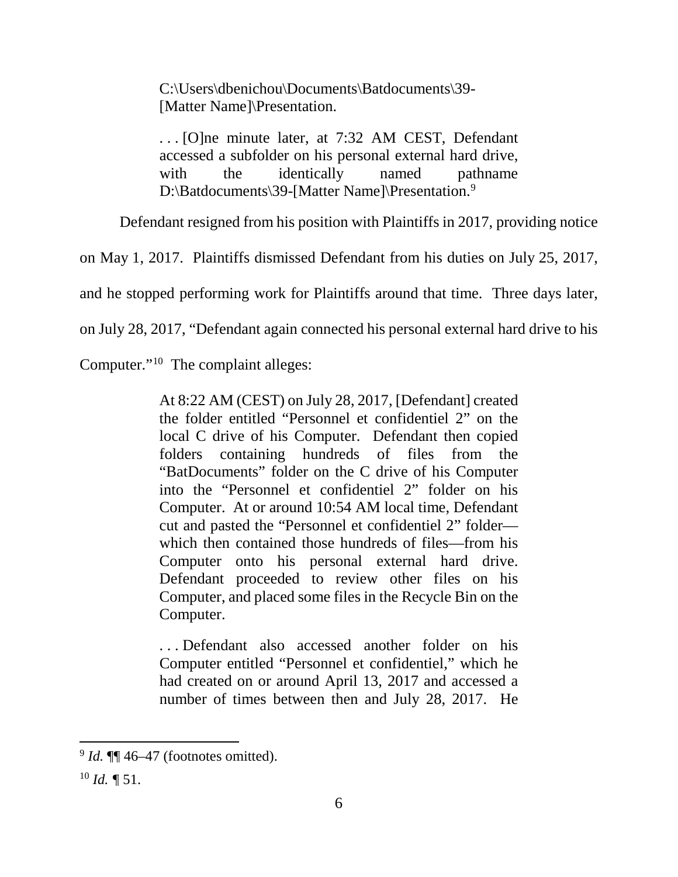> C:\Users\dbenichou\Documents\Batdocuments\39-[Matter Name]\Presentation.
>
> . . . [O]ne minute later, at 7:32 AM CEST, Defendant accessed a subfolder on his personal external hard drive, with the identically named pathname D:\Batdocuments\39-[Matter Name]\Presentation.[9]

Defendant resigned from his position with Plaintiffs in 2017, providing notice on May 1, 2017. Plaintiffs dismissed Defendant from his duties on July 25, 2017, and he stopped performing work for Plaintiffs around that time. Three days later, on July 28, 2017, "Defendant again connected his personal external hard drive to his Computer."[10] The complaint alleges:

> At 8:22 AM (CEST) on July 28, 2017, [Defendant] created the folder entitled "Personnel et confidentiel 2" on the local C drive of his Computer. Defendant then copied folders containing hundreds of files from the "BatDocuments" folder on the C drive of his Computer into the "Personnel et confidentiel 2" folder on his Computer. At or around 10:54 AM local time, Defendant cut and pasted the "Personnel et confidentiel 2" folder—which then contained those hundreds of files—from his Computer onto his personal external hard drive. Defendant proceeded to review other files on his Computer, and placed some files in the Recycle Bin on the Computer.
>
> . . . Defendant also accessed another folder on his Computer entitled "Personnel et confidentiel," which he had created on or around April 13, 2017 and accessed a number of times between then and July 28, 2017. He

---

[9] *Id.* ¶¶ 46–47 (footnotes omitted).

[10] *Id.* ¶ 51.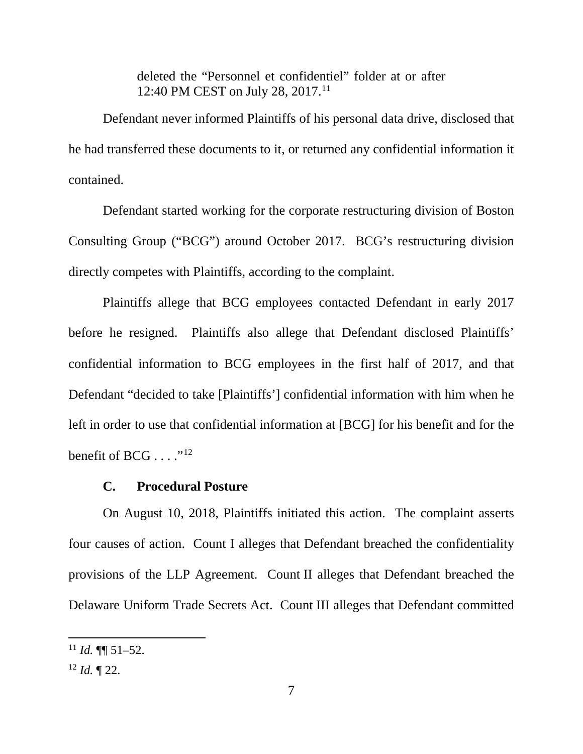deleted the "Personnel et confidentiel" folder at or after 12:40 PM CEST on July 28, 2017.[11]

Defendant never informed Plaintiffs of his personal data drive, disclosed that he had transferred these documents to it, or returned any confidential information it contained.

Defendant started working for the corporate restructuring division of Boston Consulting Group ("BCG") around October 2017. BCG's restructuring division directly competes with Plaintiffs, according to the complaint.

Plaintiffs allege that BCG employees contacted Defendant in early 2017 before he resigned. Plaintiffs also allege that Defendant disclosed Plaintiffs' confidential information to BCG employees in the first half of 2017, and that Defendant "decided to take [Plaintiffs'] confidential information with him when he left in order to use that confidential information at [BCG] for his benefit and for the benefit of BCG . . . ."[12]

### C. Procedural Posture

On August 10, 2018, Plaintiffs initiated this action. The complaint asserts four causes of action. Count I alleges that Defendant breached the confidentiality provisions of the LLP Agreement. Count II alleges that Defendant breached the Delaware Uniform Trade Secrets Act. Count III alleges that Defendant committed

---

[11] *Id.* ¶¶ 51–52.

[12] *Id.* ¶ 22.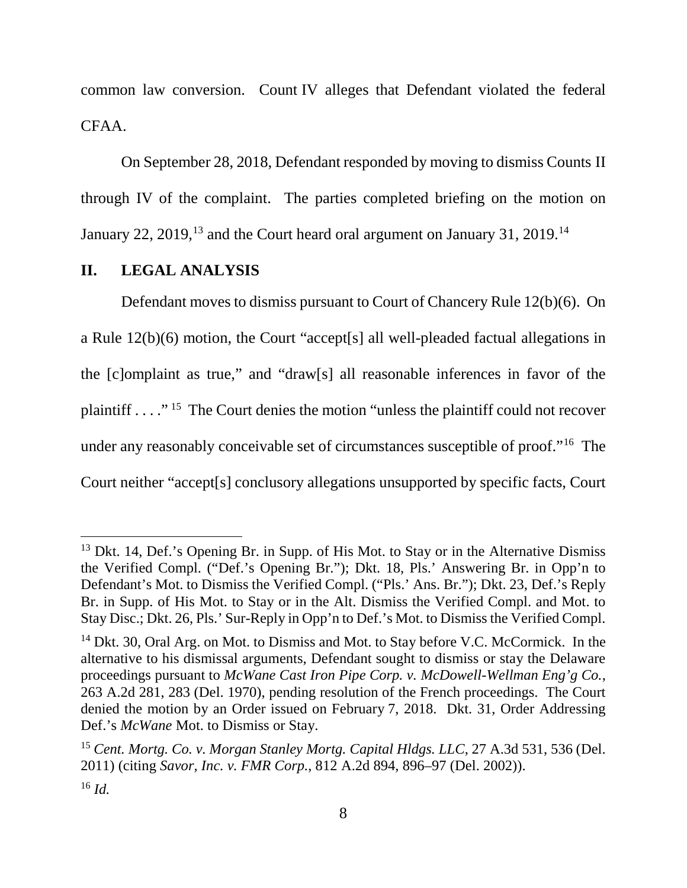common law conversion. Count IV alleges that Defendant violated the federal CFAA.

On September 28, 2018, Defendant responded by moving to dismiss Counts II through IV of the complaint. The parties completed briefing on the motion on January 22, 2019,[13] and the Court heard oral argument on January 31, 2019.[14]

## II. LEGAL ANALYSIS

Defendant moves to dismiss pursuant to Court of Chancery Rule 12(b)(6). On a Rule 12(b)(6) motion, the Court "accept[s] all well-pleaded factual allegations in the [c]omplaint as true," and "draw[s] all reasonable inferences in favor of the plaintiff . . . ."[15] The Court denies the motion "unless the plaintiff could not recover under any reasonably conceivable set of circumstances susceptible of proof."[16] The Court neither "accept[s] conclusory allegations unsupported by specific facts, Court

---

[13] Dkt. 14, Def.'s Opening Br. in Supp. of His Mot. to Stay or in the Alternative Dismiss the Verified Compl. ("Def.'s Opening Br."); Dkt. 18, Pls.' Answering Br. in Opp'n to Defendant's Mot. to Dismiss the Verified Compl. ("Pls.' Ans. Br."); Dkt. 23, Def.'s Reply Br. in Supp. of His Mot. to Stay or in the Alt. Dismiss the Verified Compl. and Mot. to Stay Disc.; Dkt. 26, Pls.' Sur-Reply in Opp'n to Def.'s Mot. to Dismiss the Verified Compl.

[14] Dkt. 30, Oral Arg. on Mot. to Dismiss and Mot. to Stay before V.C. McCormick. In the alternative to his dismissal arguments, Defendant sought to dismiss or stay the Delaware proceedings pursuant to *McWane Cast Iron Pipe Corp. v. McDowell-Wellman Eng'g Co.*, 263 A.2d 281, 283 (Del. 1970), pending resolution of the French proceedings. The Court denied the motion by an Order issued on February 7, 2018. Dkt. 31, Order Addressing Def.'s *McWane* Mot. to Dismiss or Stay.

[15] *Cent. Mortg. Co. v. Morgan Stanley Mortg. Capital Hldgs. LLC*, 27 A.3d 531, 536 (Del. 2011) (citing *Savor, Inc. v. FMR Corp.*, 812 A.2d 894, 896–97 (Del. 2002)).

[16] *Id.*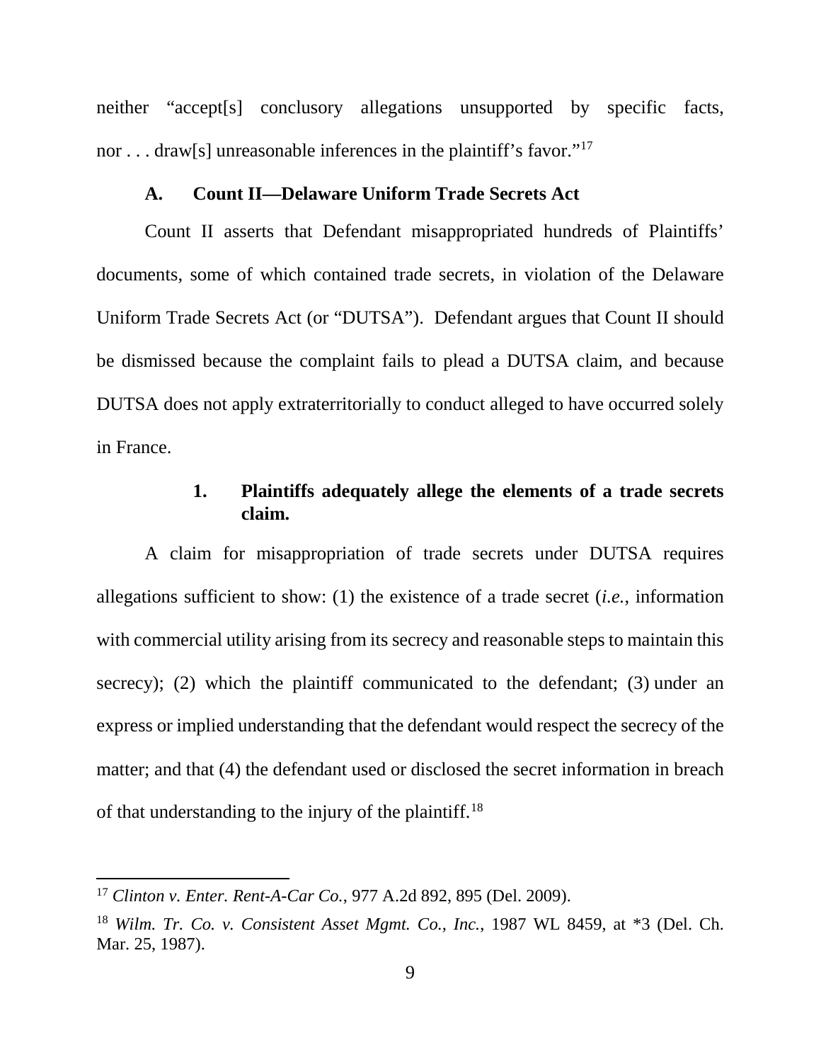neither "accept[s] conclusory allegations unsupported by specific facts, nor . . . draw[s] unreasonable inferences in the plaintiff's favor."[17]

### A. Count II—Delaware Uniform Trade Secrets Act

Count II asserts that Defendant misappropriated hundreds of Plaintiffs' documents, some of which contained trade secrets, in violation of the Delaware Uniform Trade Secrets Act (or "DUTSA"). Defendant argues that Count II should be dismissed because the complaint fails to plead a DUTSA claim, and because DUTSA does not apply extraterritorially to conduct alleged to have occurred solely in France.

#### 1. Plaintiffs adequately allege the elements of a trade secrets claim.

A claim for misappropriation of trade secrets under DUTSA requires allegations sufficient to show: (1) the existence of a trade secret (*i.e.*, information with commercial utility arising from its secrecy and reasonable steps to maintain this secrecy); (2) which the plaintiff communicated to the defendant; (3) under an express or implied understanding that the defendant would respect the secrecy of the matter; and that (4) the defendant used or disclosed the secret information in breach of that understanding to the injury of the plaintiff.[18]

---

[17] *Clinton v. Enter. Rent-A-Car Co.*, 977 A.2d 892, 895 (Del. 2009).

[18] *Wilm. Tr. Co. v. Consistent Asset Mgmt. Co., Inc.*, 1987 WL 8459, at *3 (Del. Ch. Mar. 25, 1987).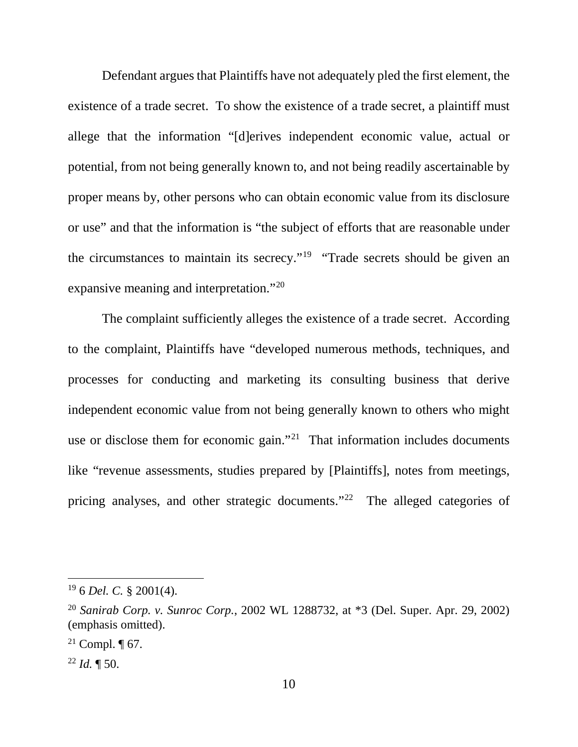Defendant argues that Plaintiffs have not adequately pled the first element, the existence of a trade secret. To show the existence of a trade secret, a plaintiff must allege that the information "[d]erives independent economic value, actual or potential, from not being generally known to, and not being readily ascertainable by proper means by, other persons who can obtain economic value from its disclosure or use" and that the information is "the subject of efforts that are reasonable under the circumstances to maintain its secrecy."[19] "Trade secrets should be given an expansive meaning and interpretation."[20]

The complaint sufficiently alleges the existence of a trade secret. According to the complaint, Plaintiffs have "developed numerous methods, techniques, and processes for conducting and marketing its consulting business that derive independent economic value from not being generally known to others who might use or disclose them for economic gain."[21] That information includes documents like "revenue assessments, studies prepared by [Plaintiffs], notes from meetings, pricing analyses, and other strategic documents."[22] The alleged categories of

---

[19] 6 *Del. C.* § 2001(4).

[20] *Sanirab Corp. v. Sunroc Corp.*, 2002 WL 1288732, at *3 (Del. Super. Apr. 29, 2002) (emphasis omitted).

[21] Compl. ¶ 67.

[22] *Id.* ¶ 50.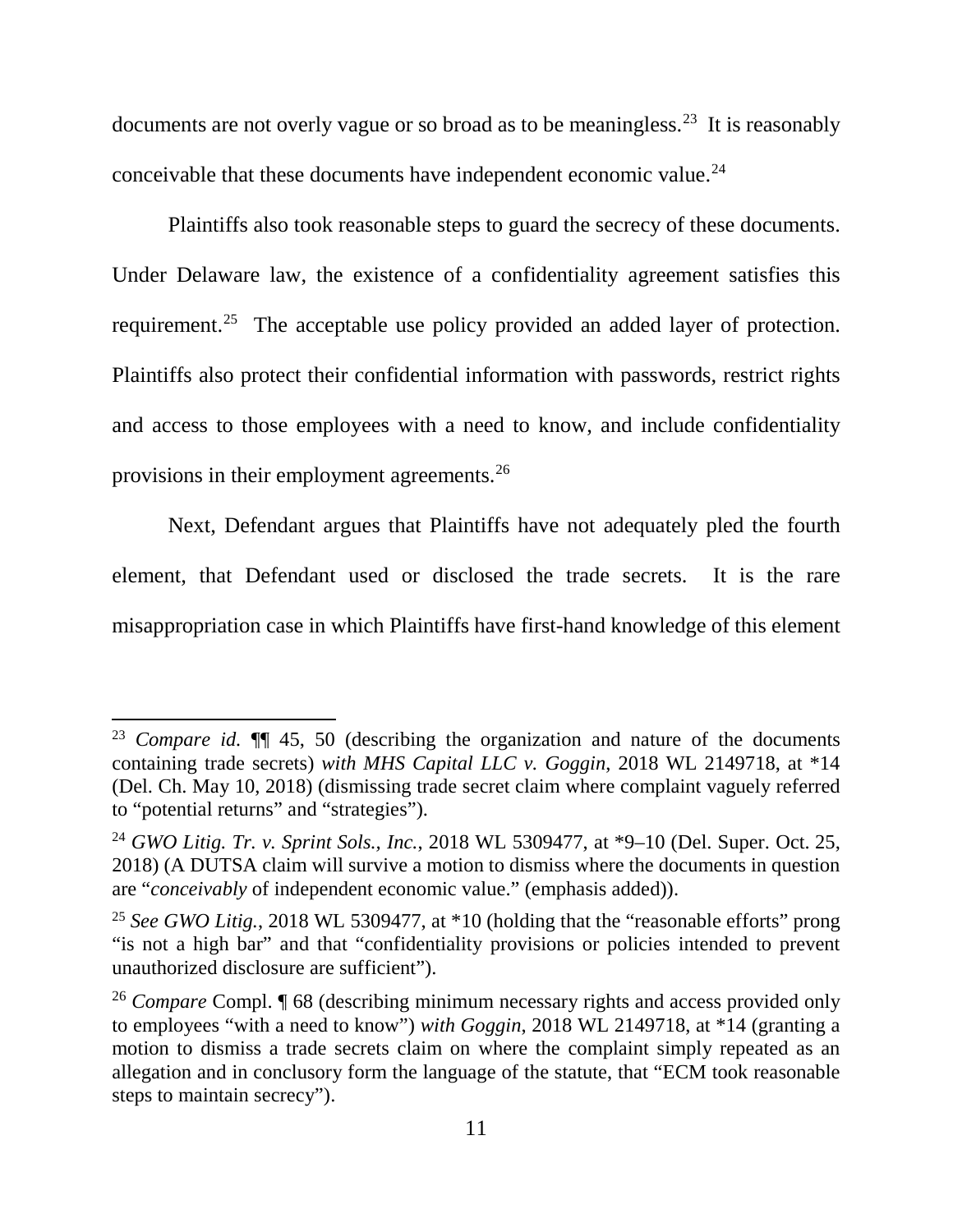documents are not overly vague or so broad as to be meaningless.[23] It is reasonably conceivable that these documents have independent economic value.[24]

Plaintiffs also took reasonable steps to guard the secrecy of these documents. Under Delaware law, the existence of a confidentiality agreement satisfies this requirement.[25] The acceptable use policy provided an added layer of protection. Plaintiffs also protect their confidential information with passwords, restrict rights and access to those employees with a need to know, and include confidentiality provisions in their employment agreements.[26]

Next, Defendant argues that Plaintiffs have not adequately pled the fourth element, that Defendant used or disclosed the trade secrets. It is the rare misappropriation case in which Plaintiffs have first-hand knowledge of this element

---

[23] *Compare id.* ¶¶ 45, 50 (describing the organization and nature of the documents containing trade secrets) *with MHS Capital LLC v. Goggin*, 2018 WL 2149718, at *14 (Del. Ch. May 10, 2018) (dismissing trade secret claim where complaint vaguely referred to "potential returns" and "strategies").

[24] *GWO Litig. Tr. v. Sprint Sols., Inc.*, 2018 WL 5309477, at *9–10 (Del. Super. Oct. 25, 2018) (A DUTSA claim will survive a motion to dismiss where the documents in question are "*conceivably* of independent economic value." (emphasis added)).

[25] *See GWO Litig.*, 2018 WL 5309477, at *10 (holding that the "reasonable efforts" prong "is not a high bar" and that "confidentiality provisions or policies intended to prevent unauthorized disclosure are sufficient").

[26] *Compare* Compl. ¶ 68 (describing minimum necessary rights and access provided only to employees "with a need to know") *with Goggin*, 2018 WL 2149718, at *14 (granting a motion to dismiss a trade secrets claim on where the complaint simply repeated as an allegation and in conclusory form the language of the statute, that "ECM took reasonable steps to maintain secrecy").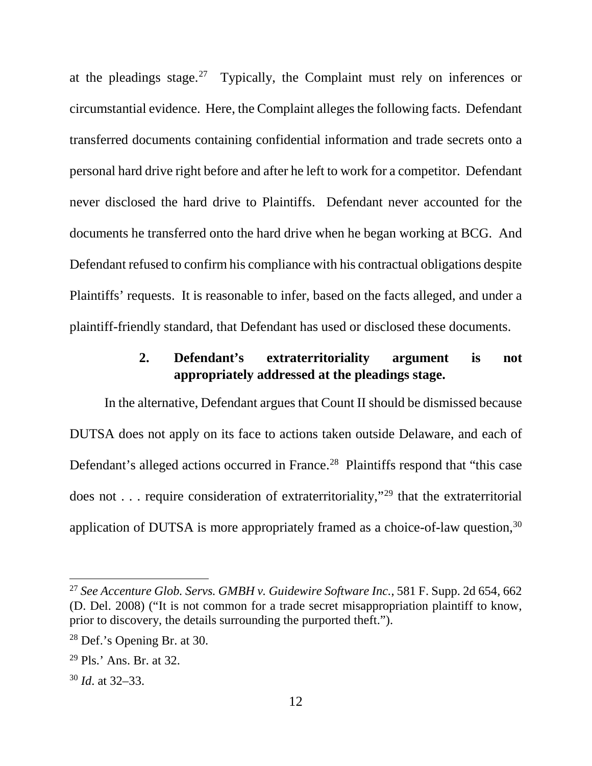at the pleadings stage.[27] Typically, the Complaint must rely on inferences or circumstantial evidence. Here, the Complaint alleges the following facts. Defendant transferred documents containing confidential information and trade secrets onto a personal hard drive right before and after he left to work for a competitor. Defendant never disclosed the hard drive to Plaintiffs. Defendant never accounted for the documents he transferred onto the hard drive when he began working at BCG. And Defendant refused to confirm his compliance with his contractual obligations despite Plaintiffs' requests. It is reasonable to infer, based on the facts alleged, and under a plaintiff-friendly standard, that Defendant has used or disclosed these documents.

#### 2. Defendant's extraterritoriality argument is not appropriately addressed at the pleadings stage.

In the alternative, Defendant argues that Count II should be dismissed because DUTSA does not apply on its face to actions taken outside Delaware, and each of Defendant's alleged actions occurred in France.[28] Plaintiffs respond that "this case does not . . . require consideration of extraterritoriality,"[29] that the extraterritorial application of DUTSA is more appropriately framed as a choice-of-law question,[30]

---

[27] *See Accenture Glob. Servs. GMBH v. Guidewire Software Inc.*, 581 F. Supp. 2d 654, 662 (D. Del. 2008) ("It is not common for a trade secret misappropriation plaintiff to know, prior to discovery, the details surrounding the purported theft.").

[28] Def.'s Opening Br. at 30.

[29] Pls.' Ans. Br. at 32.

[30] *Id*. at 32–33.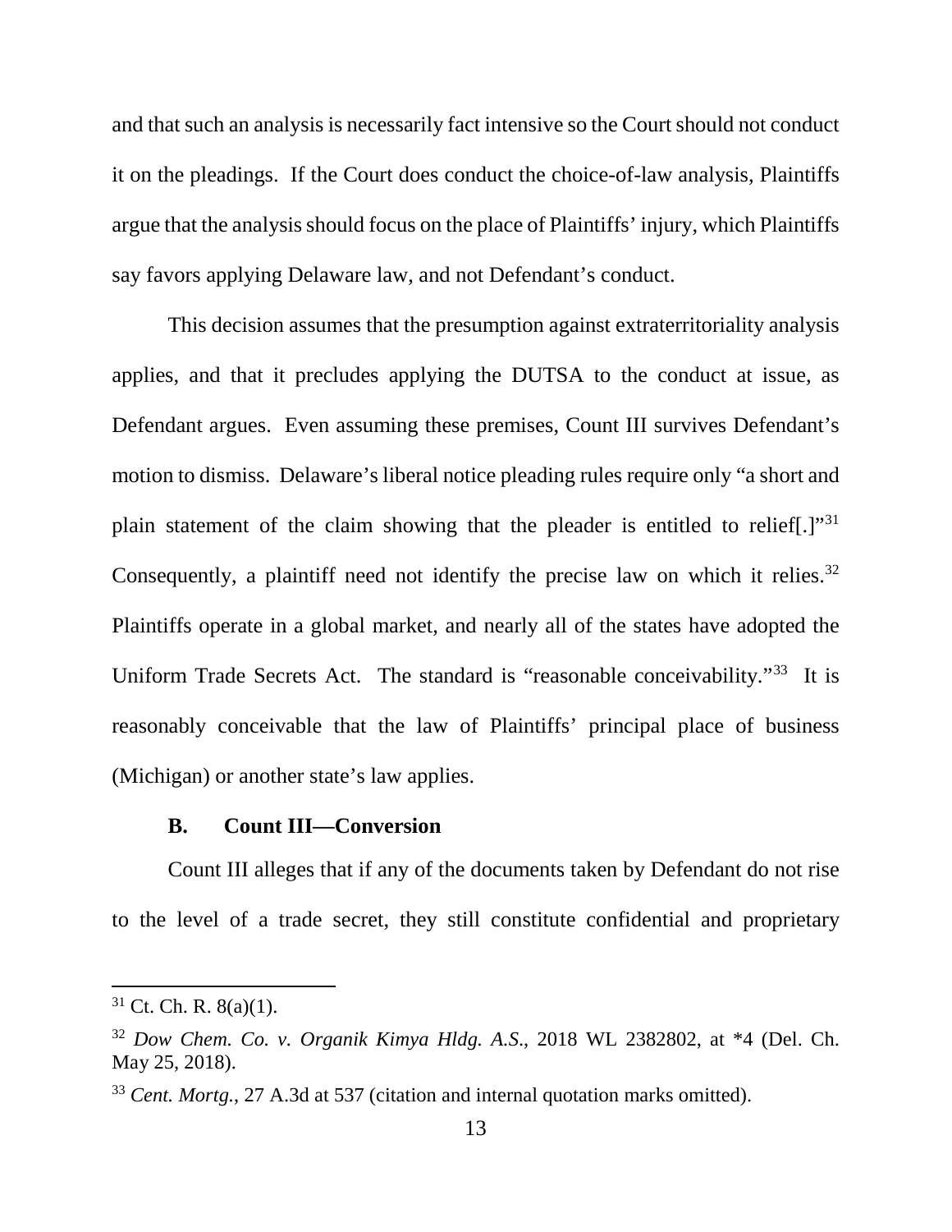and that such an analysis is necessarily fact intensive so the Court should not conduct it on the pleadings. If the Court does conduct the choice-of-law analysis, Plaintiffs argue that the analysis should focus on the place of Plaintiffs' injury, which Plaintiffs say favors applying Delaware law, and not Defendant's conduct.

This decision assumes that the presumption against extraterritoriality analysis applies, and that it precludes applying the DUTSA to the conduct at issue, as Defendant argues. Even assuming these premises, Count III survives Defendant's motion to dismiss. Delaware's liberal notice pleading rules require only "a short and plain statement of the claim showing that the pleader is entitled to relief[.]"[31] Consequently, a plaintiff need not identify the precise law on which it relies.[32] Plaintiffs operate in a global market, and nearly all of the states have adopted the Uniform Trade Secrets Act. The standard is "reasonable conceivability."[33] It is reasonably conceivable that the law of Plaintiffs' principal place of business (Michigan) or another state's law applies.

### B. Count III—Conversion

Count III alleges that if any of the documents taken by Defendant do not rise to the level of a trade secret, they still constitute confidential and proprietary

---

[31] Ct. Ch. R. 8(a)(1).

[32] *Dow Chem. Co. v. Organik Kimya Hldg. A.S.*, 2018 WL 2382802, at *4 (Del. Ch. May 25, 2018).

[33] *Cent. Mortg.*, 27 A.3d at 537 (citation and internal quotation marks omitted).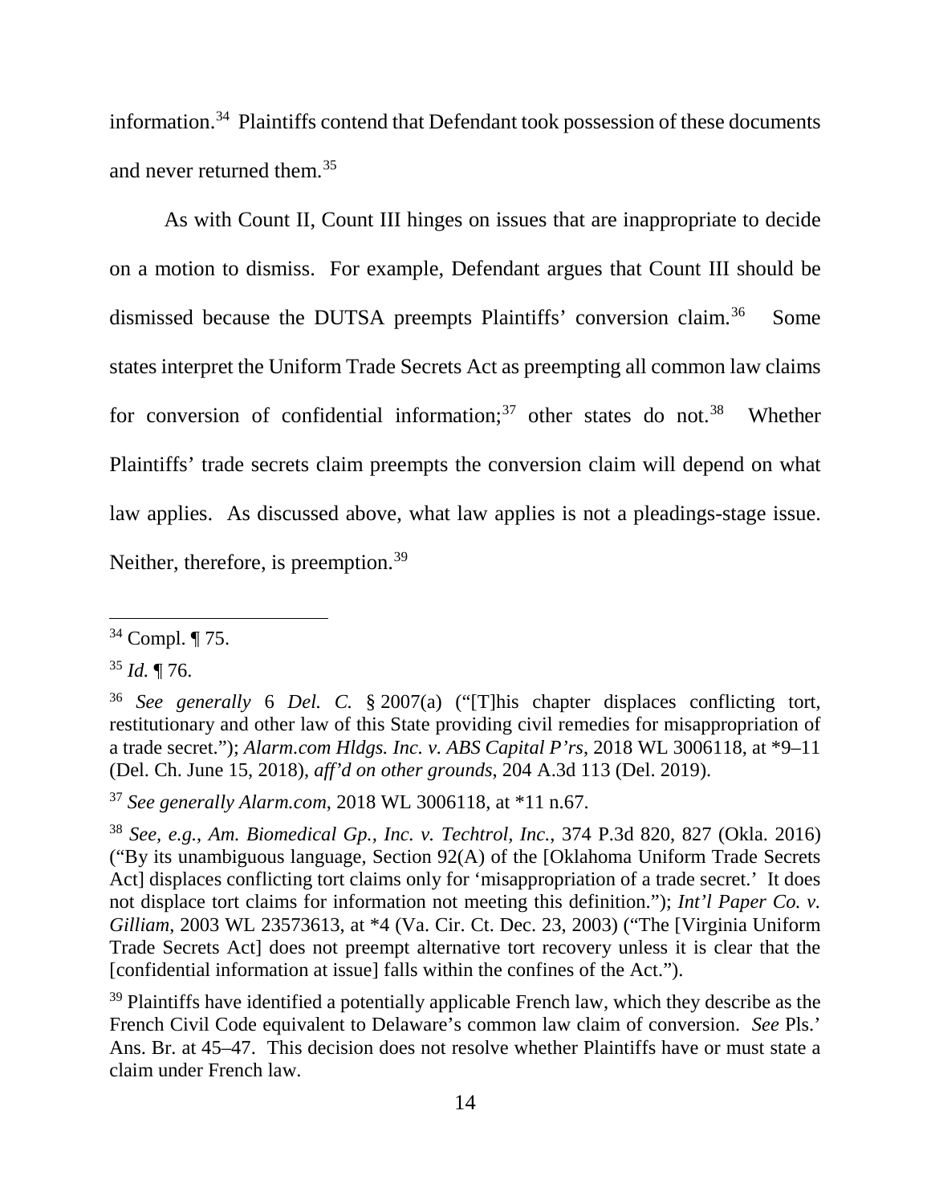information.[34] Plaintiffs contend that Defendant took possession of these documents and never returned them.[35]

As with Count II, Count III hinges on issues that are inappropriate to decide on a motion to dismiss. For example, Defendant argues that Count III should be dismissed because the DUTSA preempts Plaintiffs' conversion claim.[36] Some states interpret the Uniform Trade Secrets Act as preempting all common law claims for conversion of confidential information;[37] other states do not.[38] Whether Plaintiffs' trade secrets claim preempts the conversion claim will depend on what law applies. As discussed above, what law applies is not a pleadings-stage issue. Neither, therefore, is preemption.[39]

---

[34] Compl. ¶ 75.

[35] *Id.* ¶ 76.

[36] *See generally* 6 *Del. C.* § 2007(a) ("[T]his chapter displaces conflicting tort, restitutionary and other law of this State providing civil remedies for misappropriation of a trade secret."); *Alarm.com Hldgs. Inc. v. ABS Capital P'rs*, 2018 WL 3006118, at *9–11 (Del. Ch. June 15, 2018), *aff'd on other grounds*, 204 A.3d 113 (Del. 2019).

[37] *See generally Alarm.com*, 2018 WL 3006118, at *11 n.67.

[38] *See, e.g.*, *Am. Biomedical Gp., Inc. v. Techtrol, Inc.*, 374 P.3d 820, 827 (Okla. 2016) ("By its unambiguous language, Section 92(A) of the [Oklahoma Uniform Trade Secrets Act] displaces conflicting tort claims only for 'misappropriation of a trade secret.' It does not displace tort claims for information not meeting this definition."); *Int'l Paper Co. v. Gilliam*, 2003 WL 23573613, at *4 (Va. Cir. Ct. Dec. 23, 2003) ("The [Virginia Uniform Trade Secrets Act] does not preempt alternative tort recovery unless it is clear that the [confidential information at issue] falls within the confines of the Act.").

[39] Plaintiffs have identified a potentially applicable French law, which they describe as the French Civil Code equivalent to Delaware's common law claim of conversion. *See* Pls.' Ans. Br. at 45–47. This decision does not resolve whether Plaintiffs have or must state a claim under French law.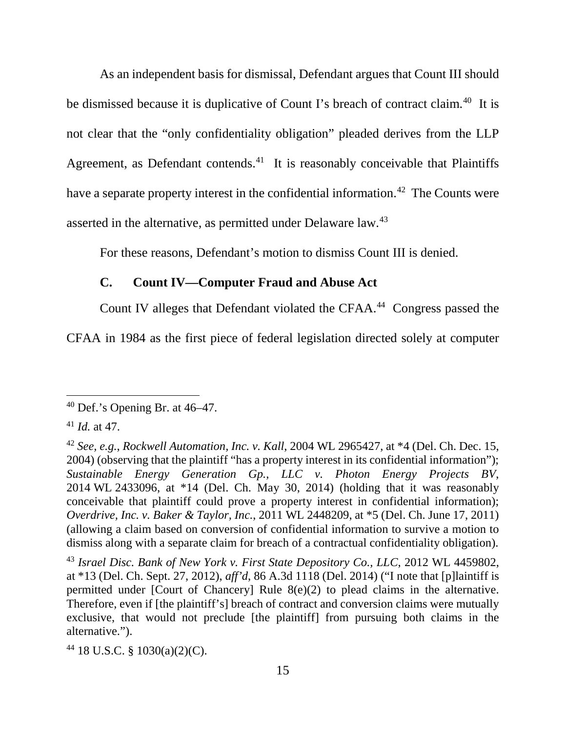As an independent basis for dismissal, Defendant argues that Count III should be dismissed because it is duplicative of Count I's breach of contract claim.[40] It is not clear that the "only confidentiality obligation" pleaded derives from the LLP Agreement, as Defendant contends.[41] It is reasonably conceivable that Plaintiffs have a separate property interest in the confidential information.[42] The Counts were asserted in the alternative, as permitted under Delaware law.[43]

For these reasons, Defendant's motion to dismiss Count III is denied.

### C. Count IV—Computer Fraud and Abuse Act

Count IV alleges that Defendant violated the CFAA.[44] Congress passed the CFAA in 1984 as the first piece of federal legislation directed solely at computer

---

[40] Def.'s Opening Br. at 46–47.

[41] *Id.* at 47.

[42] *See, e.g.*, *Rockwell Automation, Inc. v. Kall*, 2004 WL 2965427, at *4 (Del. Ch. Dec. 15, 2004) (observing that the plaintiff "has a property interest in its confidential information"); *Sustainable Energy Generation Gp., LLC v. Photon Energy Projects BV*, 2014 WL 2433096, at *14 (Del. Ch. May 30, 2014) (holding that it was reasonably conceivable that plaintiff could prove a property interest in confidential information); *Overdrive, Inc. v. Baker & Taylor, Inc.*, 2011 WL 2448209, at *5 (Del. Ch. June 17, 2011) (allowing a claim based on conversion of confidential information to survive a motion to dismiss along with a separate claim for breach of a contractual confidentiality obligation).

[43] *Israel Disc. Bank of New York v. First State Depository Co., LLC*, 2012 WL 4459802, at *13 (Del. Ch. Sept. 27, 2012), *aff'd*, 86 A.3d 1118 (Del. 2014) ("I note that [p]laintiff is permitted under [Court of Chancery] Rule 8(e)(2) to plead claims in the alternative. Therefore, even if [the plaintiff's] breach of contract and conversion claims were mutually exclusive, that would not preclude [the plaintiff] from pursuing both claims in the alternative.").

[44] 18 U.S.C. § 1030(a)(2)(C).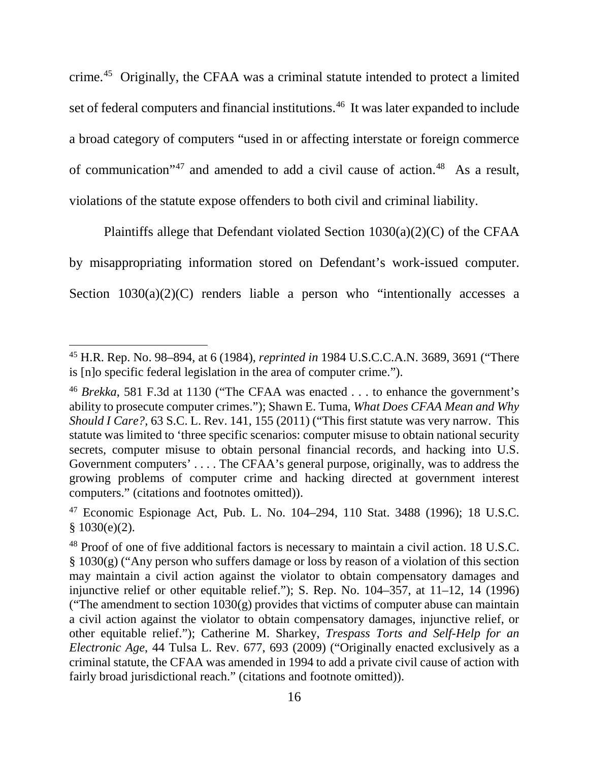crime.[45] Originally, the CFAA was a criminal statute intended to protect a limited set of federal computers and financial institutions.[46] It was later expanded to include a broad category of computers "used in or affecting interstate or foreign commerce of communication"[47] and amended to add a civil cause of action.[48] As a result, violations of the statute expose offenders to both civil and criminal liability.

Plaintiffs allege that Defendant violated Section 1030(a)(2)(C) of the CFAA by misappropriating information stored on Defendant's work-issued computer. Section 1030(a)(2)(C) renders liable a person who "intentionally accesses a

---

[45] H.R. Rep. No. 98–894, at 6 (1984), *reprinted in* 1984 U.S.C.C.A.N. 3689, 3691 ("There is [n]o specific federal legislation in the area of computer crime.").

[46] *Brekka*, 581 F.3d at 1130 ("The CFAA was enacted . . . to enhance the government's ability to prosecute computer crimes."); Shawn E. Tuma, *What Does CFAA Mean and Why Should I Care?*, 63 S.C. L. Rev. 141, 155 (2011) ("This first statute was very narrow. This statute was limited to 'three specific scenarios: computer misuse to obtain national security secrets, computer misuse to obtain personal financial records, and hacking into U.S. Government computers' . . . . The CFAA's general purpose, originally, was to address the growing problems of computer crime and hacking directed at government interest computers." (citations and footnotes omitted)).

[47] Economic Espionage Act, Pub. L. No. 104–294, 110 Stat. 3488 (1996); 18 U.S.C. § 1030(e)(2).

[48] Proof of one of five additional factors is necessary to maintain a civil action. 18 U.S.C. § 1030(g) ("Any person who suffers damage or loss by reason of a violation of this section may maintain a civil action against the violator to obtain compensatory damages and injunctive relief or other equitable relief."); S. Rep. No. 104–357, at 11–12, 14 (1996) ("The amendment to section 1030(g) provides that victims of computer abuse can maintain a civil action against the violator to obtain compensatory damages, injunctive relief, or other equitable relief."); Catherine M. Sharkey, *Trespass Torts and Self-Help for an Electronic Age*, 44 Tulsa L. Rev. 677, 693 (2009) ("Originally enacted exclusively as a criminal statute, the CFAA was amended in 1994 to add a private civil cause of action with fairly broad jurisdictional reach." (citations and footnote omitted)).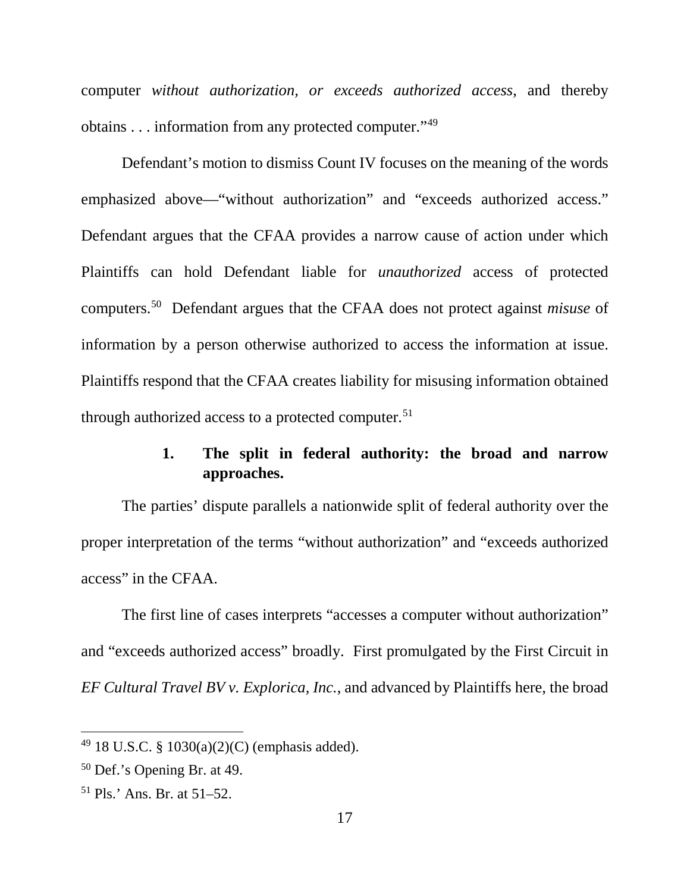computer *without authorization, or exceeds authorized access,* and thereby obtains . . . information from any protected computer."[49]

Defendant's motion to dismiss Count IV focuses on the meaning of the words emphasized above—"without authorization" and "exceeds authorized access." Defendant argues that the CFAA provides a narrow cause of action under which Plaintiffs can hold Defendant liable for *unauthorized* access of protected computers.[50] Defendant argues that the CFAA does not protect against *misuse* of information by a person otherwise authorized to access the information at issue. Plaintiffs respond that the CFAA creates liability for misusing information obtained through authorized access to a protected computer.[51]

### 1. The split in federal authority: the broad and narrow approaches.

The parties' dispute parallels a nationwide split of federal authority over the proper interpretation of the terms "without authorization" and "exceeds authorized access" in the CFAA.

The first line of cases interprets "accesses a computer without authorization" and "exceeds authorized access" broadly. First promulgated by the First Circuit in *EF Cultural Travel BV v. Explorica, Inc.*, and advanced by Plaintiffs here, the broad

---

[49] 18 U.S.C. § 1030(a)(2)(C) (emphasis added).

[50] Def.'s Opening Br. at 49.

[51] Pls.' Ans. Br. at 51–52.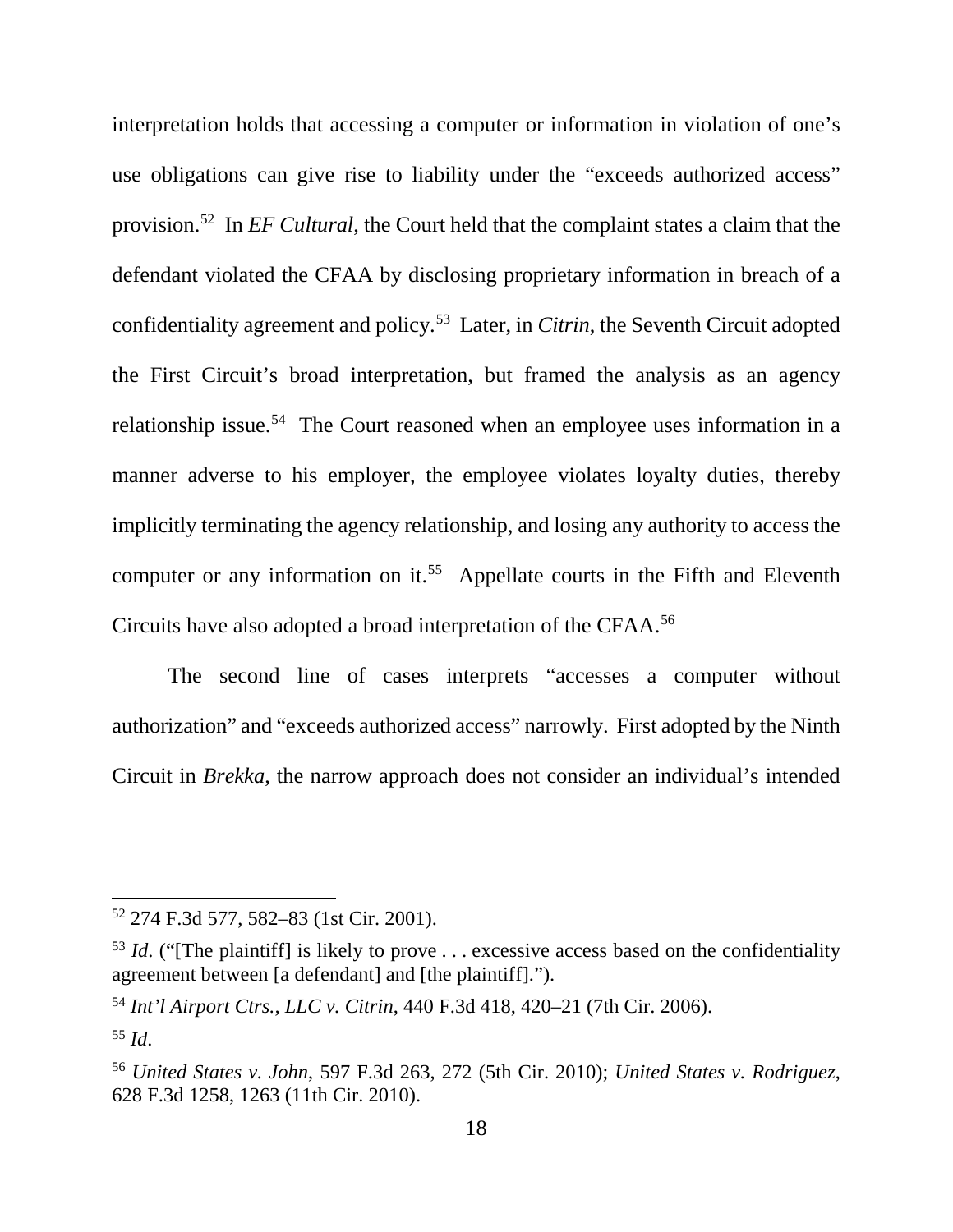interpretation holds that accessing a computer or information in violation of one's use obligations can give rise to liability under the "exceeds authorized access" provision.[52] In *EF Cultural*, the Court held that the complaint states a claim that the defendant violated the CFAA by disclosing proprietary information in breach of a confidentiality agreement and policy.[53] Later, in *Citrin*, the Seventh Circuit adopted the First Circuit's broad interpretation, but framed the analysis as an agency relationship issue.[54] The Court reasoned when an employee uses information in a manner adverse to his employer, the employee violates loyalty duties, thereby implicitly terminating the agency relationship, and losing any authority to access the computer or any information on it.[55] Appellate courts in the Fifth and Eleventh Circuits have also adopted a broad interpretation of the CFAA.[56]

The second line of cases interprets "accesses a computer without authorization" and "exceeds authorized access" narrowly. First adopted by the Ninth Circuit in *Brekka*, the narrow approach does not consider an individual's intended

---

[52] 274 F.3d 577, 582–83 (1st Cir. 2001).

[53] *Id.* ("[The plaintiff] is likely to prove . . . excessive access based on the confidentiality agreement between [a defendant] and [the plaintiff].").

[54] *Int'l Airport Ctrs., LLC v. Citrin*, 440 F.3d 418, 420–21 (7th Cir. 2006).

[55] *Id.*

[56] *United States v. John*, 597 F.3d 263, 272 (5th Cir. 2010); *United States v. Rodriguez*, 628 F.3d 1258, 1263 (11th Cir. 2010).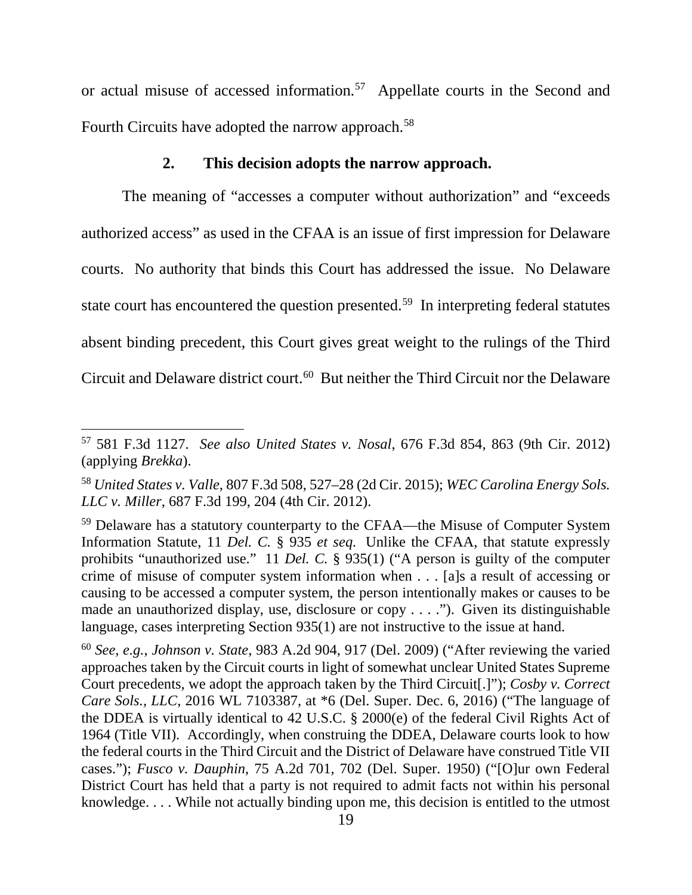or actual misuse of accessed information.[57] Appellate courts in the Second and Fourth Circuits have adopted the narrow approach.[58]

### 2. This decision adopts the narrow approach.

The meaning of "accesses a computer without authorization" and "exceeds authorized access" as used in the CFAA is an issue of first impression for Delaware courts. No authority that binds this Court has addressed the issue. No Delaware state court has encountered the question presented.[59] In interpreting federal statutes absent binding precedent, this Court gives great weight to the rulings of the Third Circuit and Delaware district court.[60] But neither the Third Circuit nor the Delaware

---

[57] 581 F.3d 1127. *See also United States v. Nosal*, 676 F.3d 854, 863 (9th Cir. 2012) (applying *Brekka*).

[58] *United States v. Valle*, 807 F.3d 508, 527–28 (2d Cir. 2015); *WEC Carolina Energy Sols. LLC v. Miller*, 687 F.3d 199, 204 (4th Cir. 2012).

[59] Delaware has a statutory counterparty to the CFAA—the Misuse of Computer System Information Statute, 11 *Del. C.* § 935 *et seq.* Unlike the CFAA, that statute expressly prohibits "unauthorized use." 11 *Del. C.* § 935(1) ("A person is guilty of the computer crime of misuse of computer system information when . . . [a]s a result of accessing or causing to be accessed a computer system, the person intentionally makes or causes to be made an unauthorized display, use, disclosure or copy . . . ."). Given its distinguishable language, cases interpreting Section 935(1) are not instructive to the issue at hand.

[60] *See, e.g.*, *Johnson v. State*, 983 A.2d 904, 917 (Del. 2009) ("After reviewing the varied approaches taken by the Circuit courts in light of somewhat unclear United States Supreme Court precedents, we adopt the approach taken by the Third Circuit[.]"); *Cosby v. Correct Care Sols., LLC*, 2016 WL 7103387, at *6 (Del. Super. Dec. 6, 2016) ("The language of the DDEA is virtually identical to 42 U.S.C. § 2000(e) of the federal Civil Rights Act of 1964 (Title VII). Accordingly, when construing the DDEA, Delaware courts look to how the federal courts in the Third Circuit and the District of Delaware have construed Title VII cases."); *Fusco v. Dauphin*, 75 A.2d 701, 702 (Del. Super. 1950) ("[O]ur own Federal District Court has held that a party is not required to admit facts not within his personal knowledge. . . . While not actually binding upon me, this decision is entitled to the utmost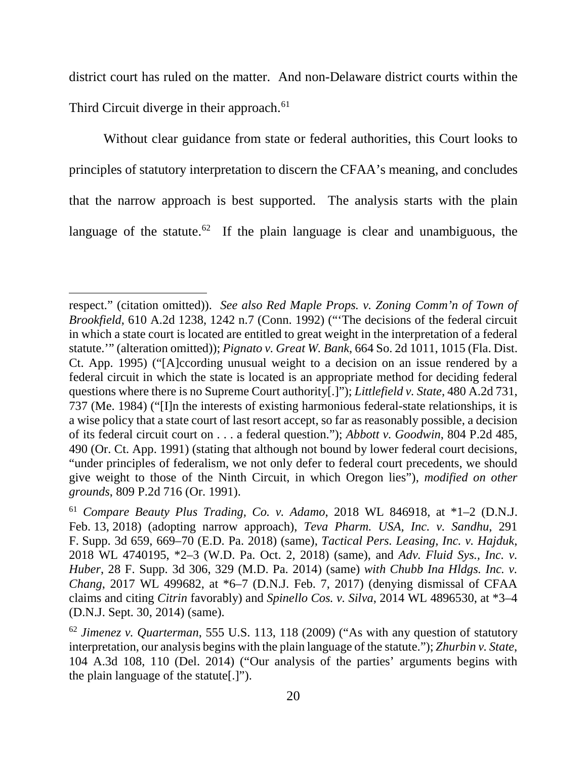district court has ruled on the matter. And non-Delaware district courts within the Third Circuit diverge in their approach.[61]

Without clear guidance from state or federal authorities, this Court looks to principles of statutory interpretation to discern the CFAA's meaning, and concludes that the narrow approach is best supported. The analysis starts with the plain language of the statute.[62] If the plain language is clear and unambiguous, the

---

respect." (citation omitted)). *See also Red Maple Props. v. Zoning Comm'n of Town of Brookfield*, 610 A.2d 1238, 1242 n.7 (Conn. 1992) ("'The decisions of the federal circuit in which a state court is located are entitled to great weight in the interpretation of a federal statute.'" (alteration omitted)); *Pignato v. Great W. Bank*, 664 So. 2d 1011, 1015 (Fla. Dist. Ct. App. 1995) ("[A]ccording unusual weight to a decision on an issue rendered by a federal circuit in which the state is located is an appropriate method for deciding federal questions where there is no Supreme Court authority[.]"); *Littlefield v. State*, 480 A.2d 731, 737 (Me. 1984) ("[I]n the interests of existing harmonious federal-state relationships, it is a wise policy that a state court of last resort accept, so far as reasonably possible, a decision of its federal circuit court on . . . a federal question."); *Abbott v. Goodwin*, 804 P.2d 485, 490 (Or. Ct. App. 1991) (stating that although not bound by lower federal court decisions, "under principles of federalism, we not only defer to federal court precedents, we should give weight to those of the Ninth Circuit, in which Oregon lies"), *modified on other grounds*, 809 P.2d 716 (Or. 1991).

[61] *Compare Beauty Plus Trading, Co. v. Adamo*, 2018 WL 846918, at *1–2 (D.N.J. Feb. 13, 2018) (adopting narrow approach), *Teva Pharm. USA, Inc. v. Sandhu*, 291 F. Supp. 3d 659, 669–70 (E.D. Pa. 2018) (same), *Tactical Pers. Leasing, Inc. v. Hajduk*, 2018 WL 4740195, *2–3 (W.D. Pa. Oct. 2, 2018) (same), and *Adv. Fluid Sys., Inc. v. Huber*, 28 F. Supp. 3d 306, 329 (M.D. Pa. 2014) (same) *with Chubb Ina Hldgs. Inc. v. Chang*, 2017 WL 499682, at *6–7 (D.N.J. Feb. 7, 2017) (denying dismissal of CFAA claims and citing *Citrin* favorably) and *Spinello Cos. v. Silva*, 2014 WL 4896530, at *3–4 (D.N.J. Sept. 30, 2014) (same).

[62] *Jimenez v. Quarterman*, 555 U.S. 113, 118 (2009) ("As with any question of statutory interpretation, our analysis begins with the plain language of the statute."); *Zhurbin v. State*, 104 A.3d 108, 110 (Del. 2014) ("Our analysis of the parties' arguments begins with the plain language of the statute[.]").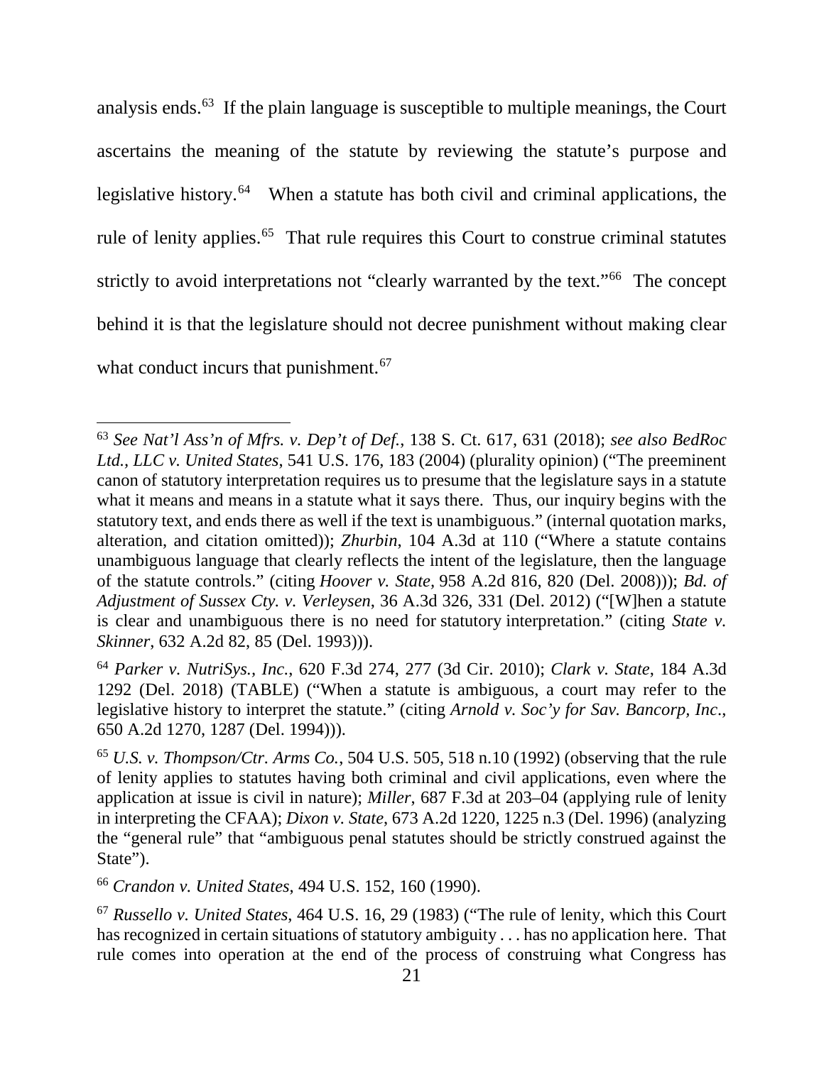analysis ends.[63] If the plain language is susceptible to multiple meanings, the Court ascertains the meaning of the statute by reviewing the statute's purpose and legislative history.[64] When a statute has both civil and criminal applications, the rule of lenity applies.[65] That rule requires this Court to construe criminal statutes strictly to avoid interpretations not "clearly warranted by the text."[66] The concept behind it is that the legislature should not decree punishment without making clear what conduct incurs that punishment.[67]

---

[63] *See Nat'l Ass'n of Mfrs. v. Dep't of Def.*, 138 S. Ct. 617, 631 (2018); *see also BedRoc Ltd., LLC v. United States*, 541 U.S. 176, 183 (2004) (plurality opinion) ("The preeminent canon of statutory interpretation requires us to presume that the legislature says in a statute what it means and means in a statute what it says there. Thus, our inquiry begins with the statutory text, and ends there as well if the text is unambiguous." (internal quotation marks, alteration, and citation omitted)); *Zhurbin*, 104 A.3d at 110 ("Where a statute contains unambiguous language that clearly reflects the intent of the legislature, then the language of the statute controls." (citing *Hoover v. State*, 958 A.2d 816, 820 (Del. 2008))); *Bd. of Adjustment of Sussex Cty. v. Verleysen*, 36 A.3d 326, 331 (Del. 2012) ("[W]hen a statute is clear and unambiguous there is no need for statutory interpretation." (citing *State v. Skinner*, 632 A.2d 82, 85 (Del. 1993))).

[64] *Parker v. NutriSys., Inc.*, 620 F.3d 274, 277 (3d Cir. 2010); *Clark v. State*, 184 A.3d 1292 (Del. 2018) (TABLE) ("When a statute is ambiguous, a court may refer to the legislative history to interpret the statute." (citing *Arnold v. Soc'y for Sav. Bancorp, Inc.*, 650 A.2d 1270, 1287 (Del. 1994))).

[65] *U.S. v. Thompson/Ctr. Arms Co.*, 504 U.S. 505, 518 n.10 (1992) (observing that the rule of lenity applies to statutes having both criminal and civil applications, even where the application at issue is civil in nature); *Miller*, 687 F.3d at 203–04 (applying rule of lenity in interpreting the CFAA); *Dixon v. State*, 673 A.2d 1220, 1225 n.3 (Del. 1996) (analyzing the "general rule" that "ambiguous penal statutes should be strictly construed against the State").

[66] *Crandon v. United States*, 494 U.S. 152, 160 (1990).

[67] *Russello v. United States*, 464 U.S. 16, 29 (1983) ("The rule of lenity, which this Court has recognized in certain situations of statutory ambiguity . . . has no application here. That rule comes into operation at the end of the process of construing what Congress has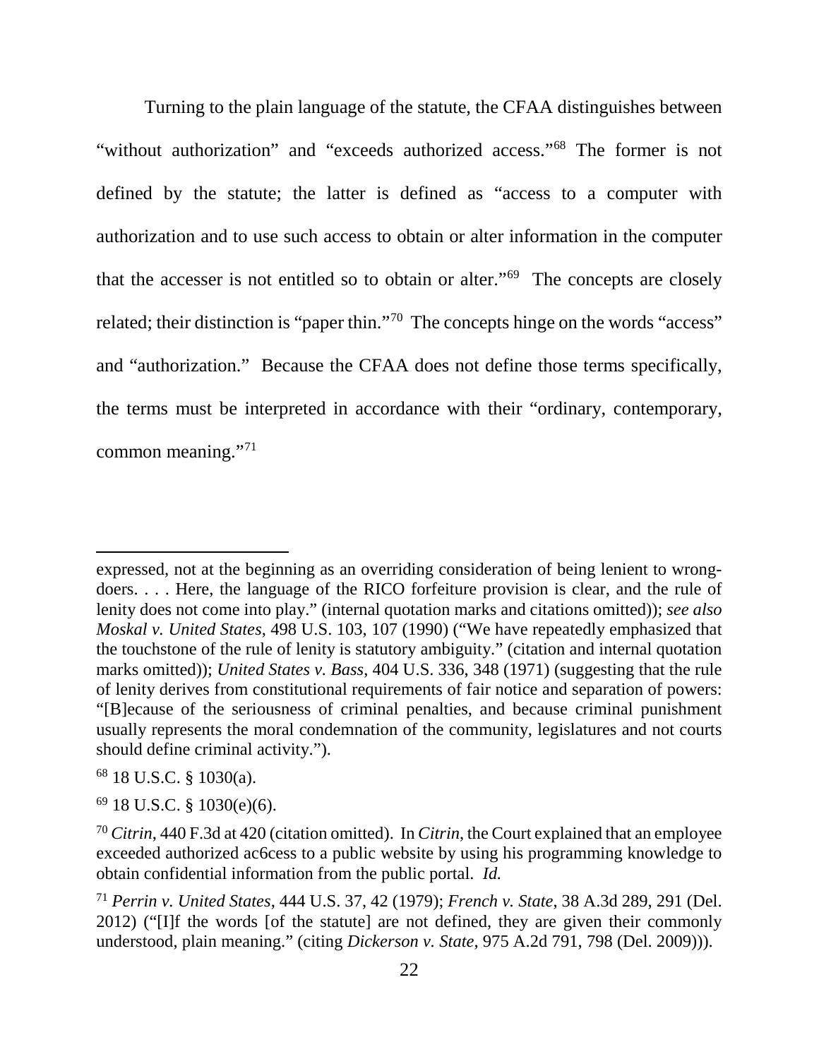Turning to the plain language of the statute, the CFAA distinguishes between "without authorization" and "exceeds authorized access."[68] The former is not defined by the statute; the latter is defined as "access to a computer with authorization and to use such access to obtain or alter information in the computer that the accesser is not entitled so to obtain or alter."[69] The concepts are closely related; their distinction is "paper thin."[70] The concepts hinge on the words "access" and "authorization." Because the CFAA does not define those terms specifically, the terms must be interpreted in accordance with their "ordinary, contemporary, common meaning."[71]

---

expressed, not at the beginning as an overriding consideration of being lenient to wrong-doers. . . . Here, the language of the RICO forfeiture provision is clear, and the rule of lenity does not come into play." (internal quotation marks and citations omitted)); *see also Moskal v. United States*, 498 U.S. 103, 107 (1990) ("We have repeatedly emphasized that the touchstone of the rule of lenity is statutory ambiguity." (citation and internal quotation marks omitted)); *United States v. Bass*, 404 U.S. 336, 348 (1971) (suggesting that the rule of lenity derives from constitutional requirements of fair notice and separation of powers: "[B]ecause of the seriousness of criminal penalties, and because criminal punishment usually represents the moral condemnation of the community, legislatures and not courts should define criminal activity.").

[68] 18 U.S.C. § 1030(a).

[69] 18 U.S.C. § 1030(e)(6).

[70] *Citrin*, 440 F.3d at 420 (citation omitted). In *Citrin*, the Court explained that an employee exceeded authorized ac6cess to a public website by using his programming knowledge to obtain confidential information from the public portal. *Id.*

[71] *Perrin v. United States*, 444 U.S. 37, 42 (1979); *French v. State*, 38 A.3d 289, 291 (Del. 2012) ("[I]f the words [of the statute] are not defined, they are given their commonly understood, plain meaning." (citing *Dickerson v. State*, 975 A.2d 791, 798 (Del. 2009))).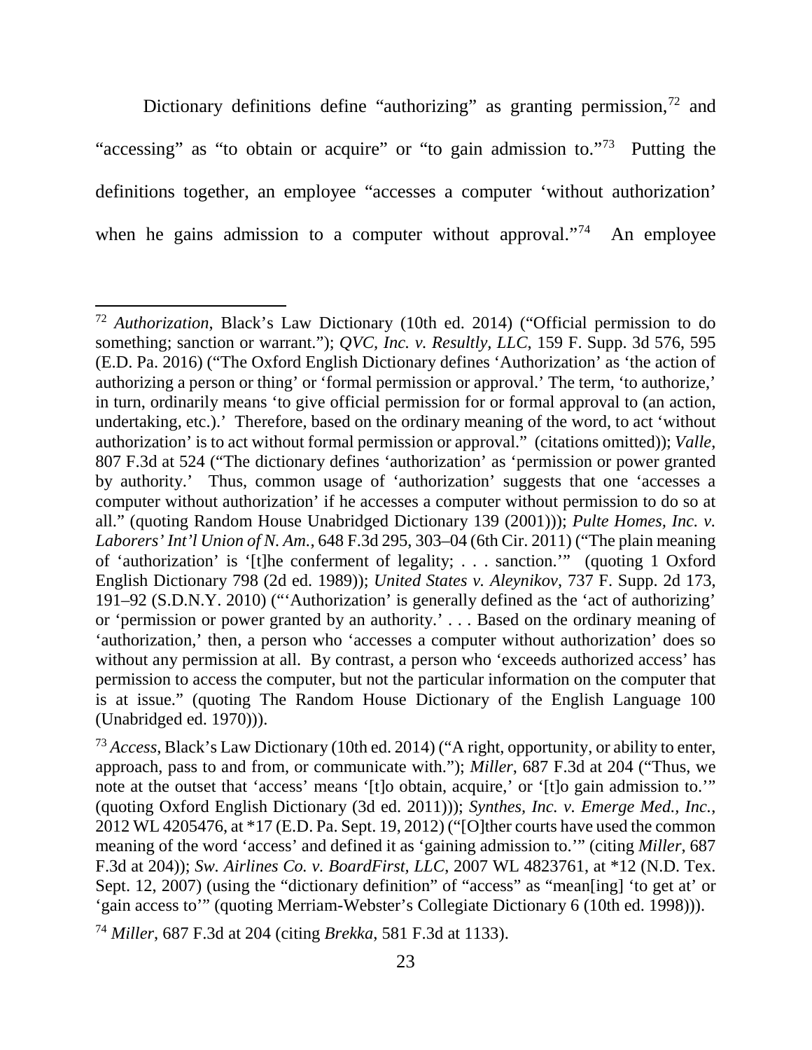Dictionary definitions define "authorizing" as granting permission,[72] and "accessing" as "to obtain or acquire" or "to gain admission to."[73] Putting the definitions together, an employee "accesses a computer 'without authorization' when he gains admission to a computer without approval."[74] An employee

---

[72] *Authorization*, Black's Law Dictionary (10th ed. 2014) ("Official permission to do something; sanction or warrant."); *QVC, Inc. v. Resultly, LLC*, 159 F. Supp. 3d 576, 595 (E.D. Pa. 2016) ("The Oxford English Dictionary defines 'Authorization' as 'the action of authorizing a person or thing' or 'formal permission or approval.' The term, 'to authorize,' in turn, ordinarily means 'to give official permission for or formal approval to (an action, undertaking, etc.).' Therefore, based on the ordinary meaning of the word, to act 'without authorization' is to act without formal permission or approval." (citations omitted)); *Valle*, 807 F.3d at 524 ("The dictionary defines 'authorization' as 'permission or power granted by authority.' Thus, common usage of 'authorization' suggests that one 'accesses a computer without authorization' if he accesses a computer without permission to do so at all." (quoting Random House Unabridged Dictionary 139 (2001))); *Pulte Homes, Inc. v. Laborers' Int'l Union of N. Am.*, 648 F.3d 295, 303–04 (6th Cir. 2011) ("The plain meaning of 'authorization' is '[t]he conferment of legality; . . . sanction.'" (quoting 1 Oxford English Dictionary 798 (2d ed. 1989)); *United States v. Aleynikov*, 737 F. Supp. 2d 173, 191–92 (S.D.N.Y. 2010) ("'Authorization' is generally defined as the 'act of authorizing' or 'permission or power granted by an authority.' . . . Based on the ordinary meaning of 'authorization,' then, a person who 'accesses a computer without authorization' does so without any permission at all. By contrast, a person who 'exceeds authorized access' has permission to access the computer, but not the particular information on the computer that is at issue." (quoting The Random House Dictionary of the English Language 100 (Unabridged ed. 1970))).

[73] *Access*, Black's Law Dictionary (10th ed. 2014) ("A right, opportunity, or ability to enter, approach, pass to and from, or communicate with."); *Miller*, 687 F.3d at 204 ("Thus, we note at the outset that 'access' means '[t]o obtain, acquire,' or '[t]o gain admission to.'" (quoting Oxford English Dictionary (3d ed. 2011))); *Synthes, Inc. v. Emerge Med., Inc.*, 2012 WL 4205476, at *17 (E.D. Pa. Sept. 19, 2012) ("[O]ther courts have used the common meaning of the word 'access' and defined it as 'gaining admission to.'" (citing *Miller*, 687 F.3d at 204)); *Sw. Airlines Co. v. BoardFirst, LLC*, 2007 WL 4823761, at *12 (N.D. Tex. Sept. 12, 2007) (using the "dictionary definition" of "access" as "mean[ing] 'to get at' or 'gain access to'" (quoting Merriam-Webster's Collegiate Dictionary 6 (10th ed. 1998))).

[74] *Miller*, 687 F.3d at 204 (citing *Brekka*, 581 F.3d at 1133).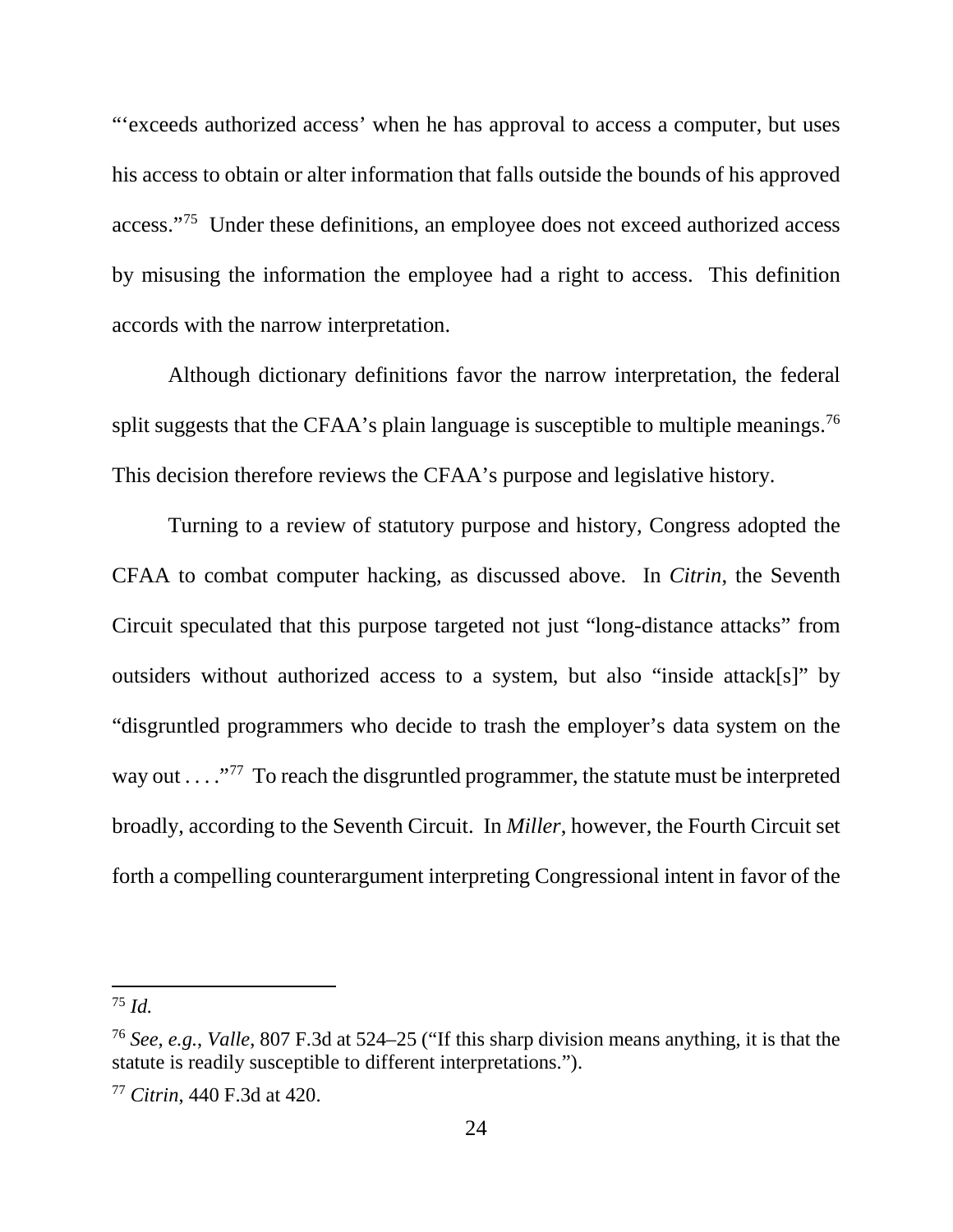"'exceeds authorized access' when he has approval to access a computer, but uses his access to obtain or alter information that falls outside the bounds of his approved access."[75] Under these definitions, an employee does not exceed authorized access by misusing the information the employee had a right to access. This definition accords with the narrow interpretation.

Although dictionary definitions favor the narrow interpretation, the federal split suggests that the CFAA's plain language is susceptible to multiple meanings.[76] This decision therefore reviews the CFAA's purpose and legislative history.

Turning to a review of statutory purpose and history, Congress adopted the CFAA to combat computer hacking, as discussed above. In *Citrin*, the Seventh Circuit speculated that this purpose targeted not just "long-distance attacks" from outsiders without authorized access to a system, but also "inside attack[s]" by "disgruntled programmers who decide to trash the employer's data system on the way out . . . ."[77] To reach the disgruntled programmer, the statute must be interpreted broadly, according to the Seventh Circuit. In *Miller*, however, the Fourth Circuit set forth a compelling counterargument interpreting Congressional intent in favor of the

---

[75] *Id.*

[76] *See, e.g.*, *Valle*, 807 F.3d at 524–25 ("If this sharp division means anything, it is that the statute is readily susceptible to different interpretations.").

[77] *Citrin*, 440 F.3d at 420.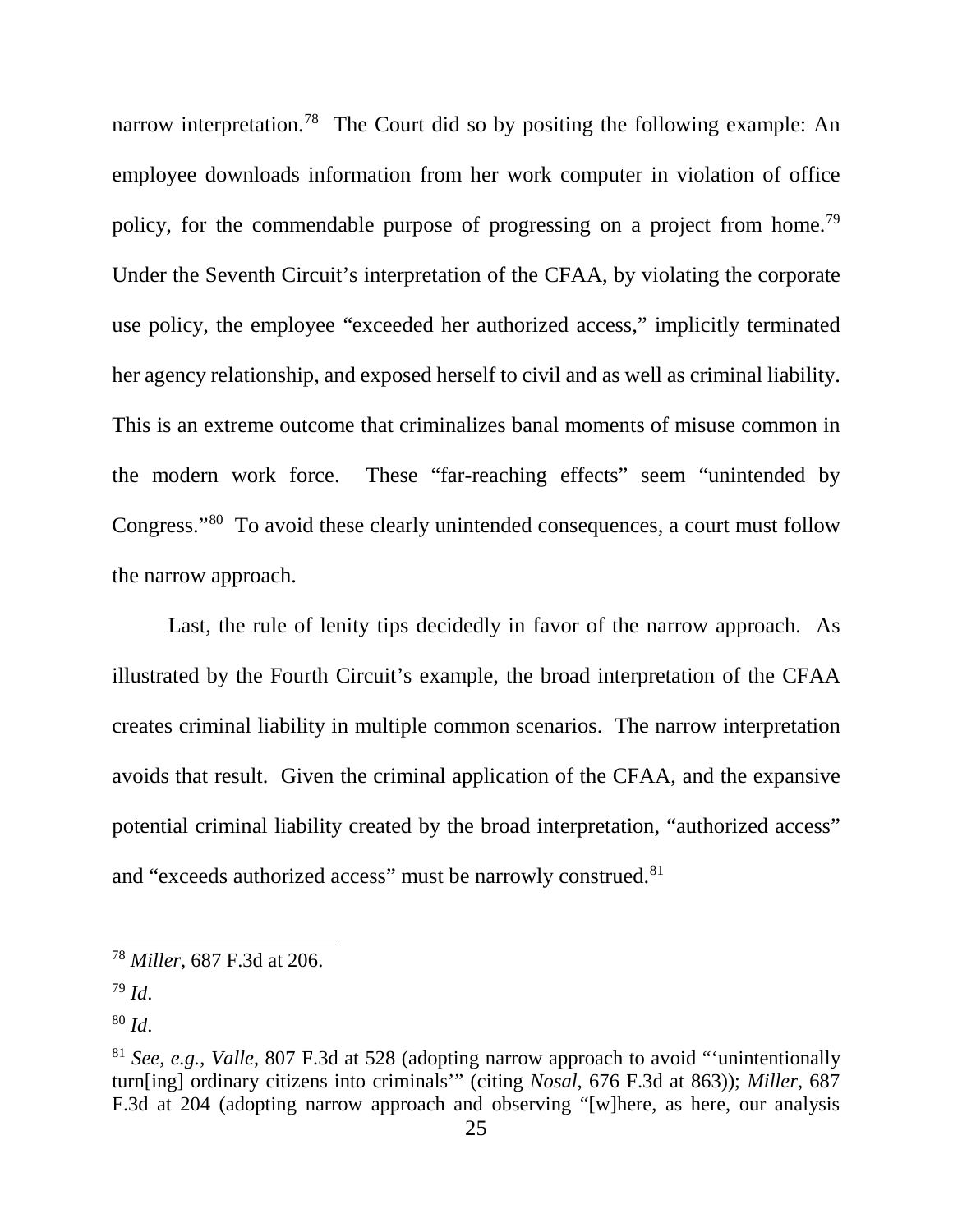narrow interpretation.[78] The Court did so by positing the following example: An employee downloads information from her work computer in violation of office policy, for the commendable purpose of progressing on a project from home.[79] Under the Seventh Circuit's interpretation of the CFAA, by violating the corporate use policy, the employee "exceeded her authorized access," implicitly terminated her agency relationship, and exposed herself to civil and as well as criminal liability. This is an extreme outcome that criminalizes banal moments of misuse common in the modern work force. These "far-reaching effects" seem "unintended by Congress."[80] To avoid these clearly unintended consequences, a court must follow the narrow approach.

Last, the rule of lenity tips decidedly in favor of the narrow approach. As illustrated by the Fourth Circuit's example, the broad interpretation of the CFAA creates criminal liability in multiple common scenarios. The narrow interpretation avoids that result. Given the criminal application of the CFAA, and the expansive potential criminal liability created by the broad interpretation, "authorized access" and "exceeds authorized access" must be narrowly construed.[81]

---

[78] *Miller*, 687 F.3d at 206.

[79] *Id*.

[80] *Id*.

[81] *See, e.g.*, *Valle*, 807 F.3d at 528 (adopting narrow approach to avoid "'unintentionally turn[ing] ordinary citizens into criminals'" (citing *Nosal*, 676 F.3d at 863)); *Miller*, 687 F.3d at 204 (adopting narrow approach and observing "[w]here, as here, our analysis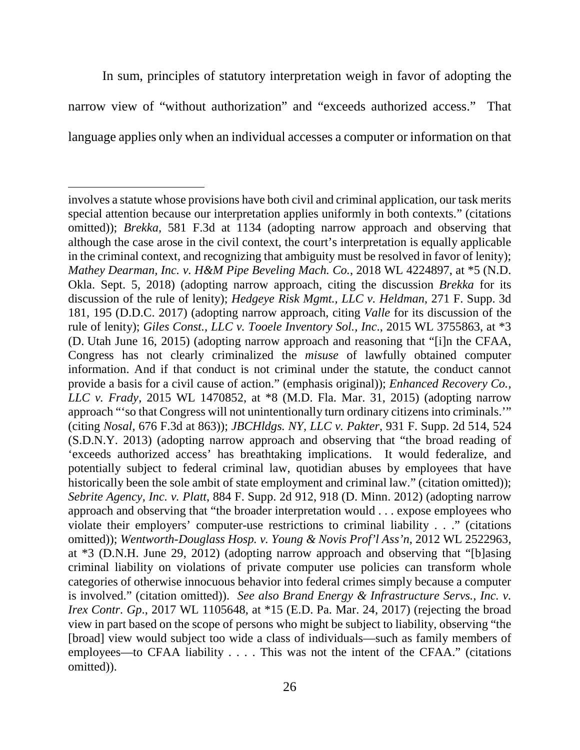In sum, principles of statutory interpretation weigh in favor of adopting the narrow view of "without authorization" and "exceeds authorized access." That language applies only when an individual accesses a computer or information on that

---

involves a statute whose provisions have both civil and criminal application, our task merits special attention because our interpretation applies uniformly in both contexts." (citations omitted)); *Brekka*, 581 F.3d at 1134 (adopting narrow approach and observing that although the case arose in the civil context, the court's interpretation is equally applicable in the criminal context, and recognizing that ambiguity must be resolved in favor of lenity); *Mathey Dearman, Inc. v. H&M Pipe Beveling Mach. Co.*, 2018 WL 4224897, at *5 (N.D. Okla. Sept. 5, 2018) (adopting narrow approach, citing the discussion *Brekka* for its discussion of the rule of lenity); *Hedgeye Risk Mgmt., LLC v. Heldman*, 271 F. Supp. 3d 181, 195 (D.D.C. 2017) (adopting narrow approach, citing *Valle* for its discussion of the rule of lenity); *Giles Const., LLC v. Tooele Inventory Sol., Inc.*, 2015 WL 3755863, at *3 (D. Utah June 16, 2015) (adopting narrow approach and reasoning that "[i]n the CFAA, Congress has not clearly criminalized the *misuse* of lawfully obtained computer information. And if that conduct is not criminal under the statute, the conduct cannot provide a basis for a civil cause of action." (emphasis original)); *Enhanced Recovery Co., LLC v. Frady*, 2015 WL 1470852, at *8 (M.D. Fla. Mar. 31, 2015) (adopting narrow approach "'so that Congress will not unintentionally turn ordinary citizens into criminals.'" (citing *Nosal*, 676 F.3d at 863)); *JBCHldgs. NY, LLC v. Pakter*, 931 F. Supp. 2d 514, 524 (S.D.N.Y. 2013) (adopting narrow approach and observing that "the broad reading of 'exceeds authorized access' has breathtaking implications. It would federalize, and potentially subject to federal criminal law, quotidian abuses by employees that have historically been the sole ambit of state employment and criminal law." (citation omitted)); *Sebrite Agency, Inc. v. Platt*, 884 F. Supp. 2d 912, 918 (D. Minn. 2012) (adopting narrow approach and observing that "the broader interpretation would . . . expose employees who violate their employers' computer-use restrictions to criminal liability . . ." (citations omitted)); *Wentworth-Douglass Hosp. v. Young & Novis Prof'l Ass'n*, 2012 WL 2522963, at *3 (D.N.H. June 29, 2012) (adopting narrow approach and observing that "[b]asing criminal liability on violations of private computer use policies can transform whole categories of otherwise innocuous behavior into federal crimes simply because a computer is involved." (citation omitted)). *See also Brand Energy & Infrastructure Servs., Inc. v. Irex Contr. Gp.*, 2017 WL 1105648, at *15 (E.D. Pa. Mar. 24, 2017) (rejecting the broad view in part based on the scope of persons who might be subject to liability, observing "the [broad] view would subject too wide a class of individuals—such as family members of employees—to CFAA liability . . . . This was not the intent of the CFAA." (citations omitted)).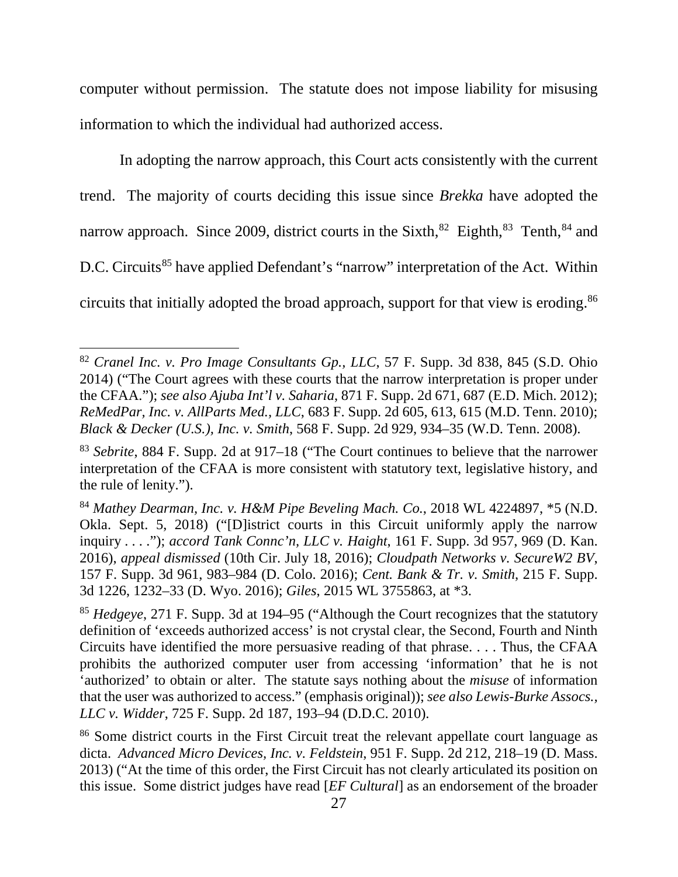computer without permission. The statute does not impose liability for misusing information to which the individual had authorized access.

In adopting the narrow approach, this Court acts consistently with the current trend. The majority of courts deciding this issue since *Brekka* have adopted the narrow approach. Since 2009, district courts in the Sixth,[82] Eighth,[83] Tenth,[84] and D.C. Circuits[85] have applied Defendant's "narrow" interpretation of the Act. Within circuits that initially adopted the broad approach, support for that view is eroding.[86]

---

[82] *Cranel Inc. v. Pro Image Consultants Gp., LLC*, 57 F. Supp. 3d 838, 845 (S.D. Ohio 2014) ("The Court agrees with these courts that the narrow interpretation is proper under the CFAA."); *see also Ajuba Int'l v. Saharia*, 871 F. Supp. 2d 671, 687 (E.D. Mich. 2012); *ReMedPar, Inc. v. AllParts Med., LLC*, 683 F. Supp. 2d 605, 613, 615 (M.D. Tenn. 2010); *Black & Decker (U.S.), Inc. v. Smith*, 568 F. Supp. 2d 929, 934–35 (W.D. Tenn. 2008).

[83] *Sebrite*, 884 F. Supp. 2d at 917–18 ("The Court continues to believe that the narrower interpretation of the CFAA is more consistent with statutory text, legislative history, and the rule of lenity.").

[84] *Mathey Dearman, Inc. v. H&M Pipe Beveling Mach. Co.*, 2018 WL 4224897, *5 (N.D. Okla. Sept. 5, 2018) ("[D]istrict courts in this Circuit uniformly apply the narrow inquiry . . . ."); *accord Tank Connc'n, LLC v. Haight*, 161 F. Supp. 3d 957, 969 (D. Kan. 2016), *appeal dismissed* (10th Cir. July 18, 2016); *Cloudpath Networks v. SecureW2 BV*, 157 F. Supp. 3d 961, 983–984 (D. Colo. 2016); *Cent. Bank & Tr. v. Smith*, 215 F. Supp. 3d 1226, 1232–33 (D. Wyo. 2016); *Giles*, 2015 WL 3755863, at *3.

[85] *Hedgeye*, 271 F. Supp. 3d at 194–95 ("Although the Court recognizes that the statutory definition of 'exceeds authorized access' is not crystal clear, the Second, Fourth and Ninth Circuits have identified the more persuasive reading of that phrase. . . . Thus, the CFAA prohibits the authorized computer user from accessing 'information' that he is not 'authorized' to obtain or alter. The statute says nothing about the *misuse* of information that the user was authorized to access." (emphasis original)); *see also Lewis-Burke Assocs., LLC v. Widder*, 725 F. Supp. 2d 187, 193–94 (D.D.C. 2010).

[86] Some district courts in the First Circuit treat the relevant appellate court language as dicta. *Advanced Micro Devices, Inc. v. Feldstein*, 951 F. Supp. 2d 212, 218–19 (D. Mass. 2013) ("At the time of this order, the First Circuit has not clearly articulated its position on this issue. Some district judges have read [*EF Cultural*] as an endorsement of the broader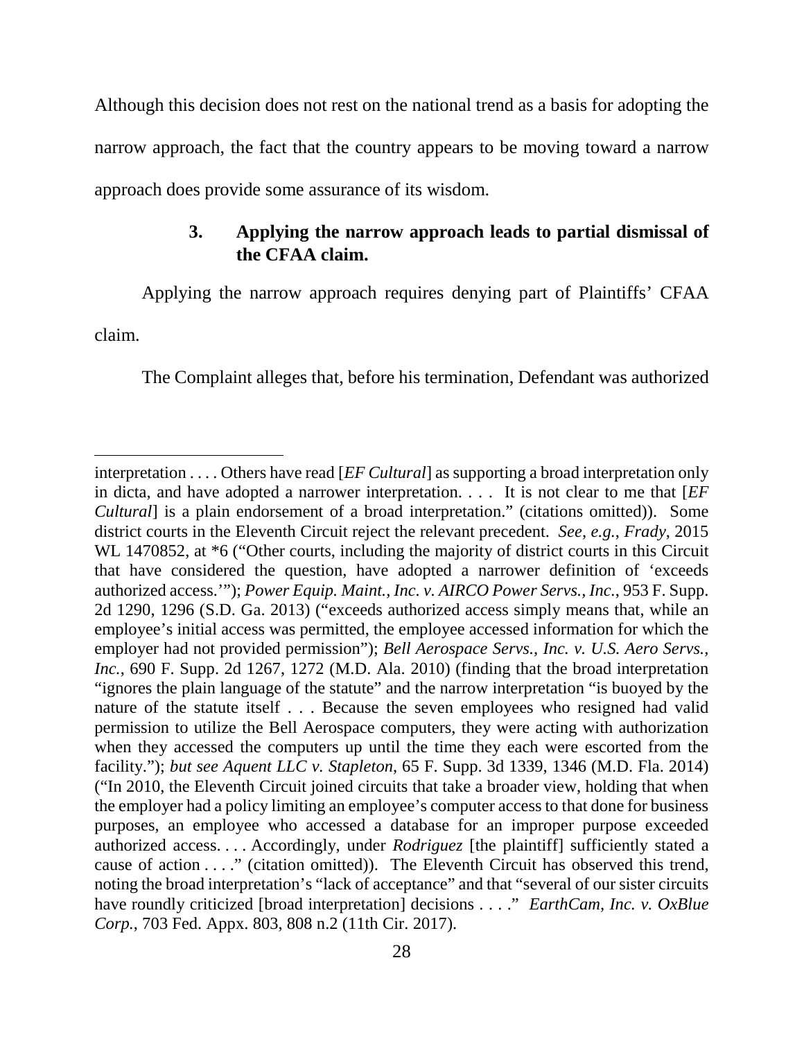Although this decision does not rest on the national trend as a basis for adopting the narrow approach, the fact that the country appears to be moving toward a narrow approach does provide some assurance of its wisdom.

### 3. Applying the narrow approach leads to partial dismissal of the CFAA claim.

Applying the narrow approach requires denying part of Plaintiffs' CFAA claim.

The Complaint alleges that, before his termination, Defendant was authorized

---

interpretation . . . . Others have read [*EF Cultural*] as supporting a broad interpretation only in dicta, and have adopted a narrower interpretation. . . . It is not clear to me that [*EF Cultural*] is a plain endorsement of a broad interpretation." (citations omitted)). Some district courts in the Eleventh Circuit reject the relevant precedent. *See, e.g.*, *Frady*, 2015 WL 1470852, at *6 ("Other courts, including the majority of district courts in this Circuit that have considered the question, have adopted a narrower definition of 'exceeds authorized access.'"); *Power Equip. Maint., Inc. v. AIRCO Power Servs., Inc.*, 953 F. Supp. 2d 1290, 1296 (S.D. Ga. 2013) ("exceeds authorized access simply means that, while an employee's initial access was permitted, the employee accessed information for which the employer had not provided permission"); *Bell Aerospace Servs., Inc. v. U.S. Aero Servs., Inc.*, 690 F. Supp. 2d 1267, 1272 (M.D. Ala. 2010) (finding that the broad interpretation "ignores the plain language of the statute" and the narrow interpretation "is buoyed by the nature of the statute itself . . . Because the seven employees who resigned had valid permission to utilize the Bell Aerospace computers, they were acting with authorization when they accessed the computers up until the time they each were escorted from the facility."); *but see Aquent LLC v. Stapleton*, 65 F. Supp. 3d 1339, 1346 (M.D. Fla. 2014) ("In 2010, the Eleventh Circuit joined circuits that take a broader view, holding that when the employer had a policy limiting an employee's computer access to that done for business purposes, an employee who accessed a database for an improper purpose exceeded authorized access. . . . Accordingly, under *Rodriguez* [the plaintiff] sufficiently stated a cause of action . . . ." (citation omitted)). The Eleventh Circuit has observed this trend, noting the broad interpretation's "lack of acceptance" and that "several of our sister circuits have roundly criticized [broad interpretation] decisions . . . ." *EarthCam, Inc. v. OxBlue Corp.*, 703 Fed. Appx. 803, 808 n.2 (11th Cir. 2017).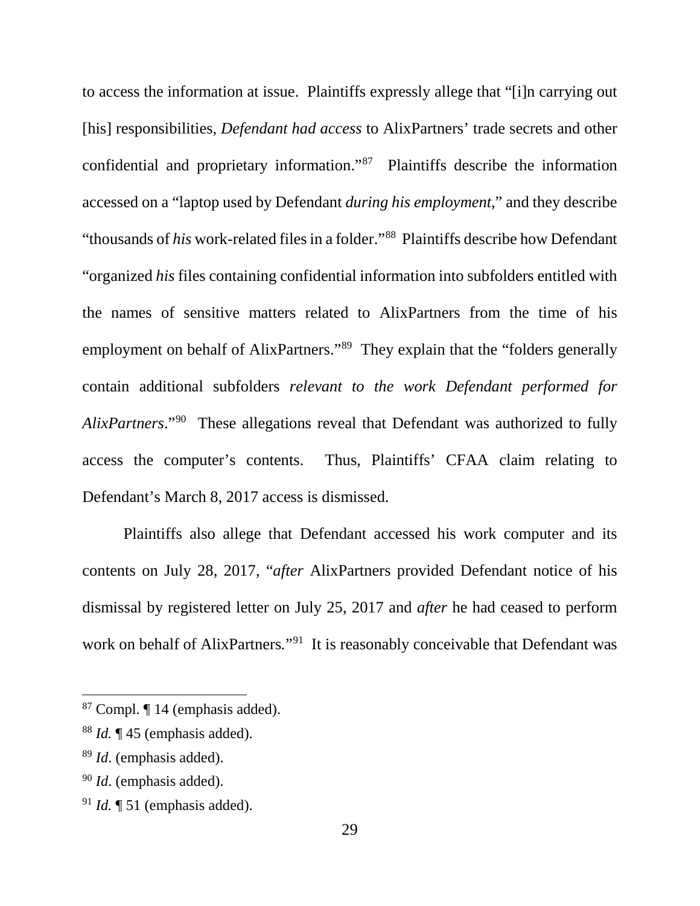to access the information at issue. Plaintiffs expressly allege that "[i]n carrying out [his] responsibilities, *Defendant had access* to AlixPartners' trade secrets and other confidential and proprietary information."[87] Plaintiffs describe the information accessed on a "laptop used by Defendant *during his employment*," and they describe "thousands of *his* work-related files in a folder."[88] Plaintiffs describe how Defendant "organized *his* files containing confidential information into subfolders entitled with the names of sensitive matters related to AlixPartners from the time of his employment on behalf of AlixPartners."[89] They explain that the "folders generally contain additional subfolders *relevant to the work Defendant performed for AlixPartners*."[90] These allegations reveal that Defendant was authorized to fully access the computer's contents. Thus, Plaintiffs' CFAA claim relating to Defendant's March 8, 2017 access is dismissed.

Plaintiffs also allege that Defendant accessed his work computer and its contents on July 28, 2017, "*after* AlixPartners provided Defendant notice of his dismissal by registered letter on July 25, 2017 and *after* he had ceased to perform work on behalf of AlixPartners."[91] It is reasonably conceivable that Defendant was

---

[87] Compl. ¶ 14 (emphasis added).

[88] *Id.* ¶ 45 (emphasis added).

[89] *Id*. (emphasis added).

[90] *Id*. (emphasis added).

[91] *Id.* ¶ 51 (emphasis added).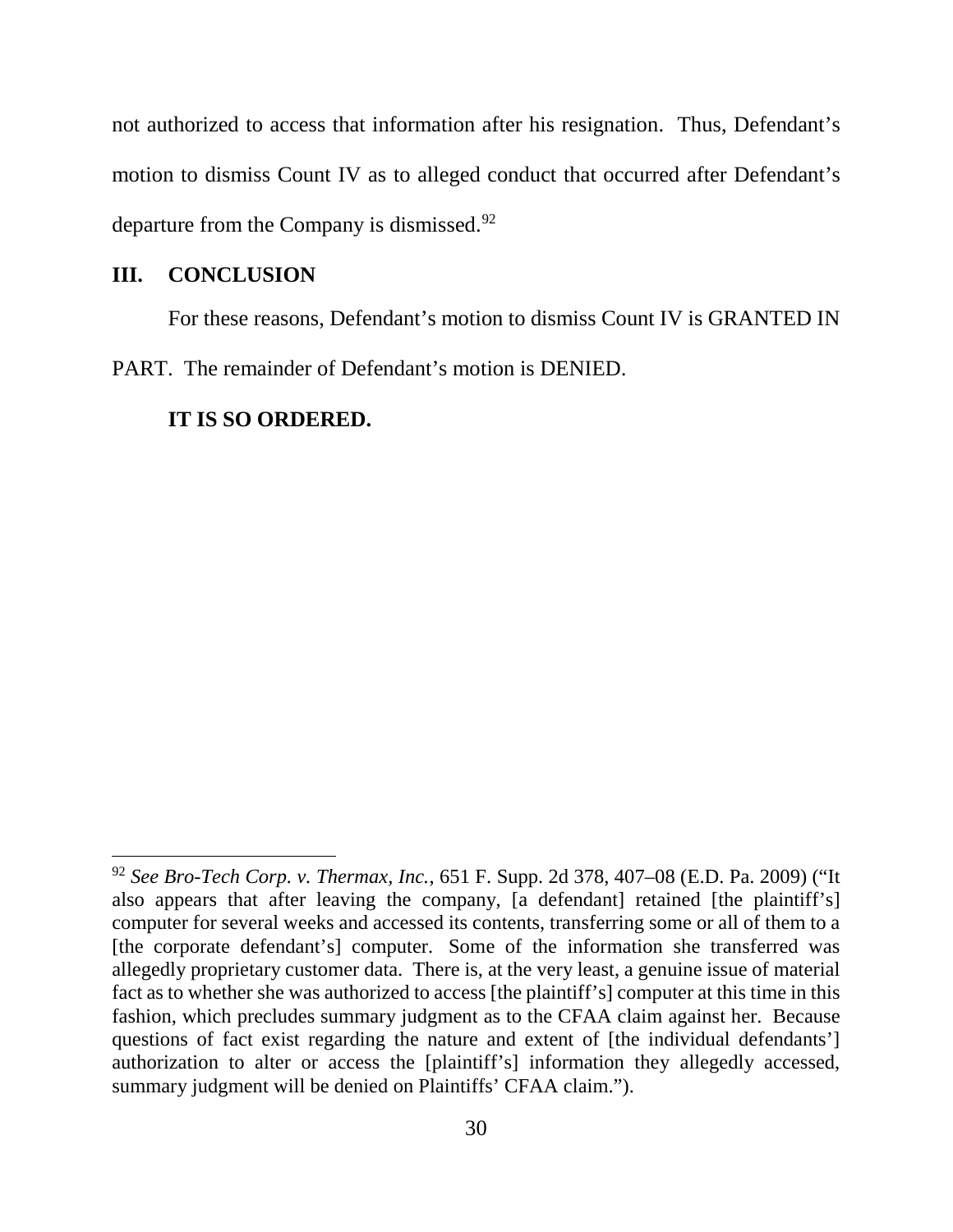not authorized to access that information after his resignation. Thus, Defendant's motion to dismiss Count IV as to alleged conduct that occurred after Defendant's departure from the Company is dismissed.[92]

## III. CONCLUSION

For these reasons, Defendant's motion to dismiss Count IV is GRANTED IN PART. The remainder of Defendant's motion is DENIED.

**IT IS SO ORDERED.**

---

[92] *See Bro-Tech Corp. v. Thermax, Inc.*, 651 F. Supp. 2d 378, 407–08 (E.D. Pa. 2009) ("It also appears that after leaving the company, [a defendant] retained [the plaintiff's] computer for several weeks and accessed its contents, transferring some or all of them to a [the corporate defendant's] computer. Some of the information she transferred was allegedly proprietary customer data. There is, at the very least, a genuine issue of material fact as to whether she was authorized to access [the plaintiff's] computer at this time in this fashion, which precludes summary judgment as to the CFAA claim against her. Because questions of fact exist regarding the nature and extent of [the individual defendants'] authorization to alter or access the [plaintiff's] information they allegedly accessed, summary judgment will be denied on Plaintiffs' CFAA claim.").